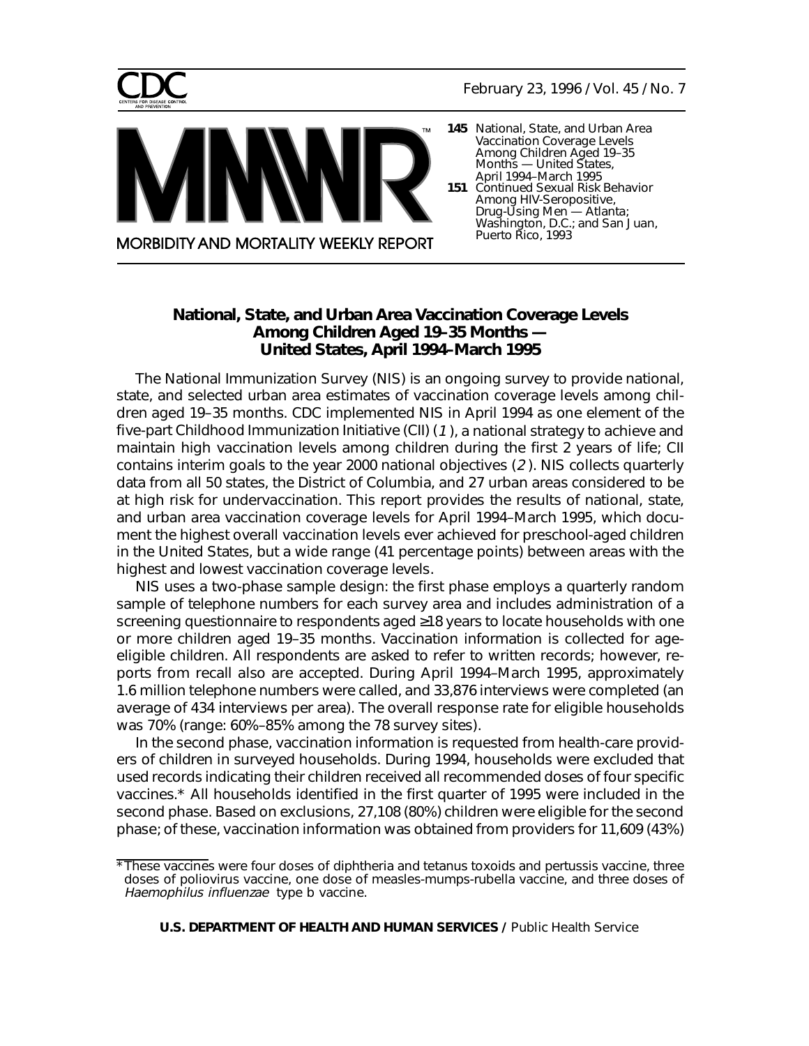# National, State, and Urban Area Vaccination Coverage Levels Among Children Aged 19–35 Months — United States, April 1994–March 1995

The National Immunization Survey (NIS) is an ongoing survey to provide national, state, and selected urban area estimates of vaccination coverage levels among children aged 19–35 months. CDC implemented NIS in April 1994 as one element of the five-part Childhood Immunization Initiative (CII) (*1*), a national strategy to achieve and maintain high vaccination levels among children during the first 2 years of life; CII contains interim goals to the year 2000 national objectives (*2*). NIS collects quarterly data from all 50 states, the District of Columbia, and 27 urban areas considered to be at high risk for undervaccination. This report provides the results of national, state, and urban area vaccination coverage levels for April 1994–March 1995, which document the highest overall vaccination levels ever achieved for preschool-aged children in the United States, but a wide range (41 percentage points) between areas with the highest and lowest vaccination coverage levels.

NIS uses a two-phase sample design: the first phase employs a quarterly random sample of telephone numbers for each survey area and includes administration of a screening questionnaire to respondents aged ≥18 years to locate households with one or more children aged 19–35 months. Vaccination information is collected for age-eligible children. All respondents are asked to refer to written records; however, reports from recall also are accepted. During April 1994–March 1995, approximately 1.6 million telephone numbers were called, and 33,876 interviews were completed (an average of 434 interviews per area). The overall response rate for eligible households was 70% (range: 60%–85% among the 78 survey sites).

In the second phase, vaccination information is requested from health-care providers of children in surveyed households. During 1994, households were excluded that used records indicating their children received all recommended doses of four specific vaccines.* All households identified in the first quarter of 1995 were included in the second phase. Based on exclusions, 27,108 (80%) children were eligible for the second phase; of these, vaccination information was obtained from providers for 11,609 (43%)

\*These vaccines were four doses of diphtheria and tetanus toxoids and pertussis vaccine, three doses of poliovirus vaccine, one dose of measles-mumps-rubella vaccine, and three doses of *Haemophilus influenzae* type b vaccine.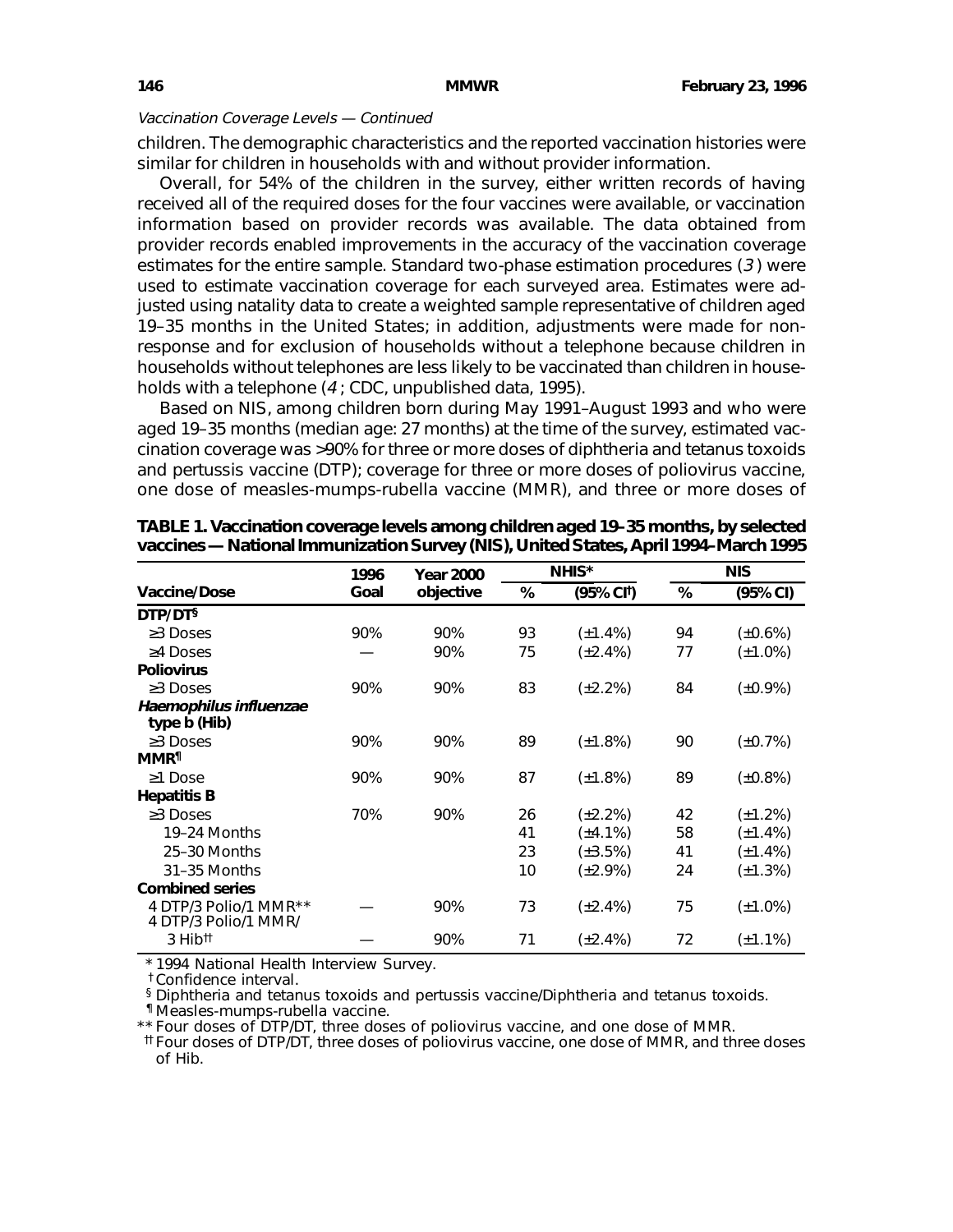*Vaccination Coverage Levels — Continued*

children. The demographic characteristics and the reported vaccination histories were similar for children in households with and without provider information.

Overall, for 54% of the children in the survey, either written records of having received all of the required doses for the four vaccines were available, or vaccination information based on provider records was available. The data obtained from provider records enabled improvements in the accuracy of the vaccination coverage estimates for the entire sample. Standard two-phase estimation procedures (*3*) were used to estimate vaccination coverage for each surveyed area. Estimates were adjusted using natality data to create a weighted sample representative of children aged 19–35 months in the United States; in addition, adjustments were made for nonresponse and for exclusion of households without a telephone because children in households without telephones are less likely to be vaccinated than children in households with a telephone (*4*; CDC, unpublished data, 1995).

Based on NIS, among children born during May 1991–August 1993 and who were aged 19–35 months (median age: 27 months) at the time of the survey, estimated vaccination coverage was >90% for three or more doses of diphtheria and tetanus toxoids and pertussis vaccine (DTP); coverage for three or more doses of poliovirus vaccine, one dose of measles-mumps-rubella vaccine (MMR), and three or more doses of

**TABLE 1. Vaccination coverage levels among children aged 19–35 months, by selected vaccines — National Immunization Survey (NIS), United States, April 1994–March 1995**

| Vaccine/Dose | 1996 Goal | Year 2000 objective | NHIS* | | NIS | |
|---|---|---|---|---|---|---|
| | | | % | (95% CI†) | % | (95% CI) |
| **DTP/DT§** | | | | | | |
| ≥3 Doses | 90% | 90% | 93 | (±1.4%) | 94 | (±0.6%) |
| ≥4 Doses | — | 90% | 75 | (±2.4%) | 77 | (±1.0%) |
| **Poliovirus** | | | | | | |
| ≥3 Doses | 90% | 90% | 83 | (±2.2%) | 84 | (±0.9%) |
| ***Haemophilus influenzae* type b (Hib)** | | | | | | |
| ≥3 Doses | 90% | 90% | 89 | (±1.8%) | 90 | (±0.7%) |
| **MMR¶** | | | | | | |
| ≥1 Dose | 90% | 90% | 87 | (±1.8%) | 89 | (±0.8%) |
| **Hepatitis B** | | | | | | |
| ≥3 Doses | 70% | 90% | 26 | (±2.2%) | 42 | (±1.2%) |
| 19–24 Months | | | 41 | (±4.1%) | 58 | (±1.4%) |
| 25–30 Months | | | 23 | (±3.5%) | 41 | (±1.4%) |
| 31–35 Months | | | 10 | (±2.9%) | 24 | (±1.3%) |
| **Combined series** | | | | | | |
| 4 DTP/3 Polio/1 MMR** | — | 90% | 73 | (±2.4%) | 75 | (±1.0%) |
| 4 DTP/3 Polio/1 MMR/3 Hib†† | — | 90% | 71 | (±2.4%) | 72 | (±1.1%) |

\* 1994 National Health Interview Survey.
† Confidence interval.
§ Diphtheria and tetanus toxoids and pertussis vaccine/Diphtheria and tetanus toxoids.
¶ Measles-mumps-rubella vaccine.
** Four doses of DTP/DT, three doses of poliovirus vaccine, and one dose of MMR.
†† Four doses of DTP/DT, three doses of poliovirus vaccine, one dose of MMR, and three doses of Hib.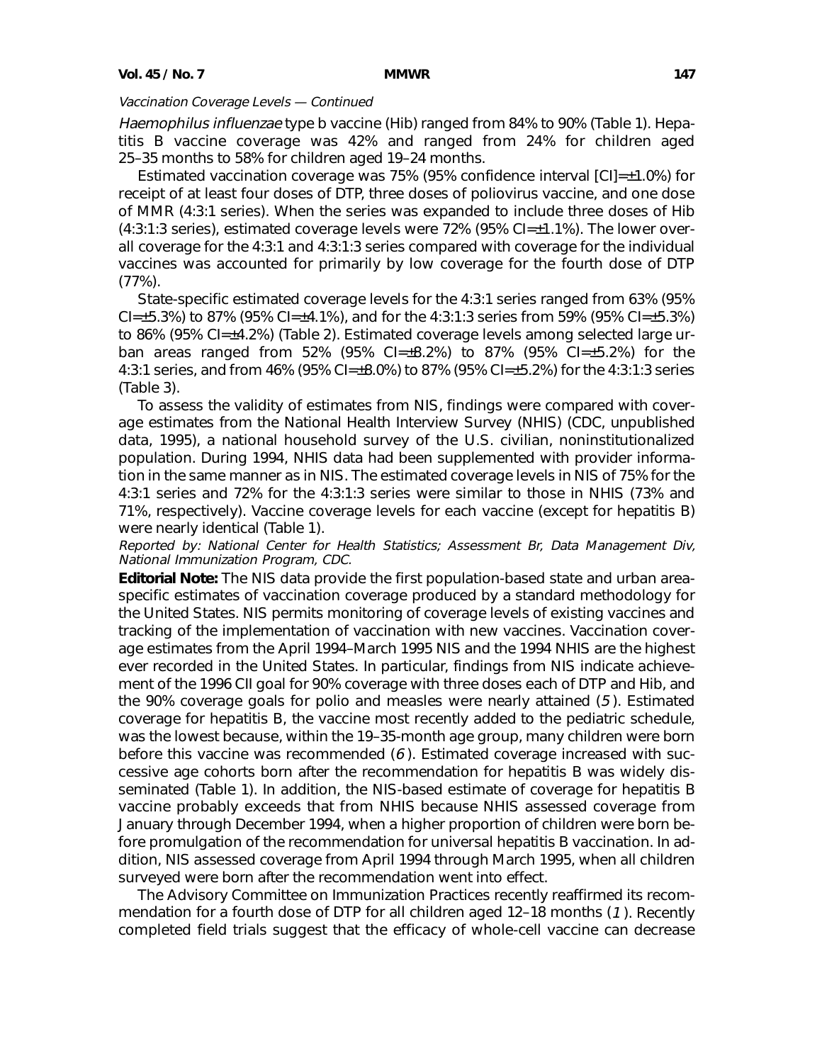*Vaccination Coverage Levels — Continued*

*Haemophilus influenzae* type b vaccine (Hib) ranged from 84% to 90% (Table 1). Hepatitis B vaccine coverage was 42% and ranged from 24% for children aged 25–35 months to 58% for children aged 19–24 months.

Estimated vaccination coverage was 75% (95% confidence interval [CI]=±1.0%) for receipt of at least four doses of DTP, three doses of poliovirus vaccine, and one dose of MMR (4:3:1 series). When the series was expanded to include three doses of Hib (4:3:1:3 series), estimated coverage levels were 72% (95% CI=±1.1%). The lower overall coverage for the 4:3:1 and 4:3:1:3 series compared with coverage for the individual vaccines was accounted for primarily by low coverage for the fourth dose of DTP (77%).

State-specific estimated coverage levels for the 4:3:1 series ranged from 63% (95% CI=±5.3%) to 87% (95% CI=±4.1%), and for the 4:3:1:3 series from 59% (95% CI=±5.3%) to 86% (95% CI=±4.2%) (Table 2). Estimated coverage levels among selected large urban areas ranged from 52% (95% CI=±8.2%) to 87% (95% CI=±5.2%) for the 4:3:1 series, and from 46% (95% CI=±8.0%) to 87% (95% CI=±5.2%) for the 4:3:1:3 series (Table 3).

To assess the validity of estimates from NIS, findings were compared with coverage estimates from the National Health Interview Survey (NHIS) (CDC, unpublished data, 1995), a national household survey of the U.S. civilian, noninstitutionalized population. During 1994, NHIS data had been supplemented with provider information in the same manner as in NIS. The estimated coverage levels in NIS of 75% for the 4:3:1 series and 72% for the 4:3:1:3 series were similar to those in NHIS (73% and 71%, respectively). Vaccine coverage levels for each vaccine (except for hepatitis B) were nearly identical (Table 1).

*Reported by: National Center for Health Statistics; Assessment Br, Data Management Div, National Immunization Program, CDC.*

**Editorial Note:** The NIS data provide the first population-based state and urban area-specific estimates of vaccination coverage produced by a standard methodology for the United States. NIS permits monitoring of coverage levels of existing vaccines and tracking of the implementation of vaccination with new vaccines. Vaccination coverage estimates from the April 1994–March 1995 NIS and the 1994 NHIS are the highest ever recorded in the United States. In particular, findings from NIS indicate achievement of the 1996 CII goal for 90% coverage with three doses each of DTP and Hib, and the 90% coverage goals for polio and measles were nearly attained (*5*). Estimated coverage for hepatitis B, the vaccine most recently added to the pediatric schedule, was the lowest because, within the 19–35-month age group, many children were born before this vaccine was recommended (*6*). Estimated coverage increased with successive age cohorts born after the recommendation for hepatitis B was widely disseminated (Table 1). In addition, the NIS-based estimate of coverage for hepatitis B vaccine probably exceeds that from NHIS because NHIS assessed coverage from January through December 1994, when a higher proportion of children were born before promulgation of the recommendation for universal hepatitis B vaccination. In addition, NIS assessed coverage from April 1994 through March 1995, when all children surveyed were born after the recommendation went into effect.

The Advisory Committee on Immunization Practices recently reaffirmed its recommendation for a fourth dose of DTP for all children aged 12–18 months (*1*). Recently completed field trials suggest that the efficacy of whole-cell vaccine can decrease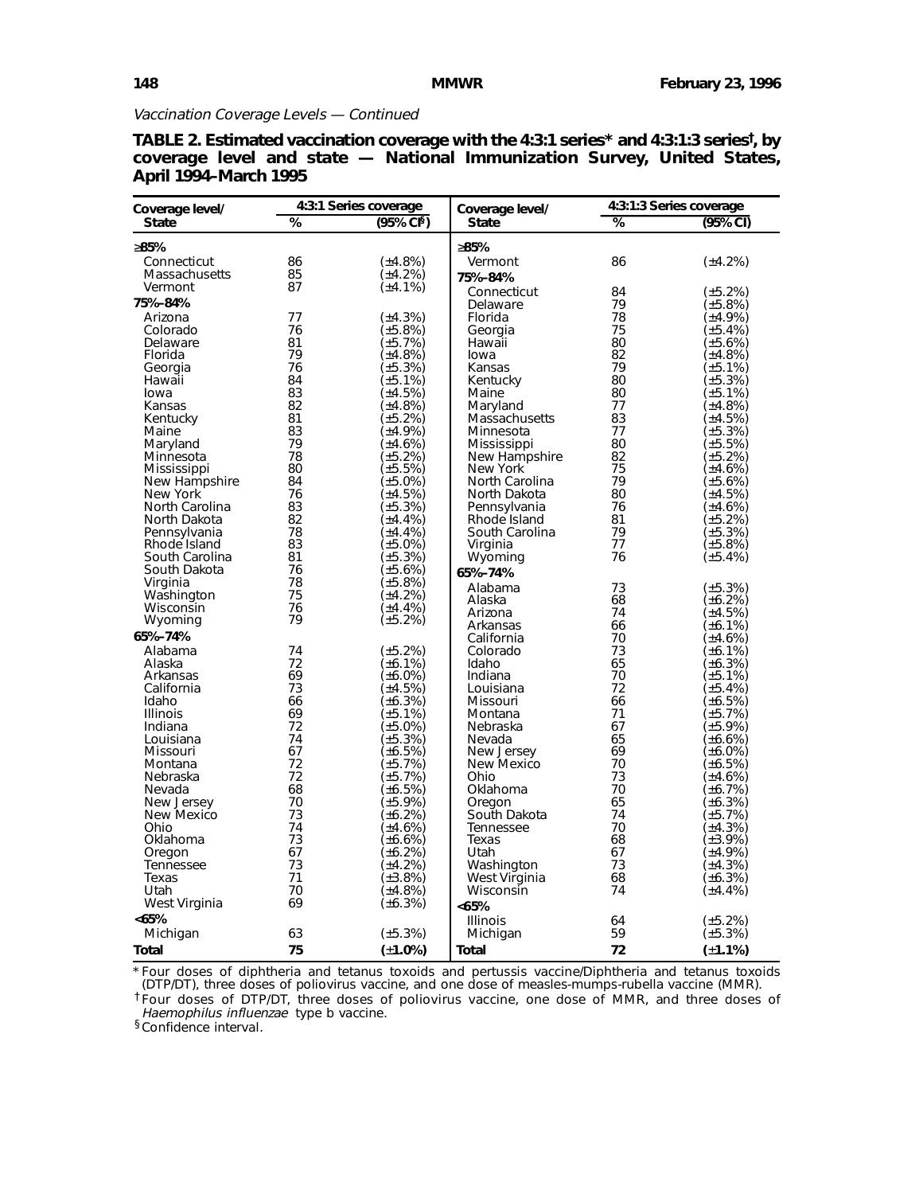*Vaccination Coverage Levels — Continued*

**TABLE 2. Estimated vaccination coverage with the 4:3:1 series\* and 4:3:1:3 series†, by coverage level and state — National Immunization Survey, United States, April 1994–March 1995**

| Coverage level/ State | 4:3:1 Series coverage % | (95% CI§) | Coverage level/ State | 4:3:1:3 Series coverage % | (95% CI) |
|---|---|---|---|---|---|
| **≥85%** | | | **≥85%** | | |
| Connecticut | 86 | (±4.8%) | Vermont | 86 | (±4.2%) |
| Massachusetts | 85 | (±4.2%) | **75%–84%** | | |
| Vermont | 87 | (±4.1%) | Connecticut | 84 | (±5.2%) |
| **75%–84%** | | | Delaware | 79 | (±5.8%) |
| Arizona | 77 | (±4.3%) | Florida | 78 | (±4.9%) |
| Colorado | 76 | (±5.8%) | Georgia | 75 | (±5.4%) |
| Delaware | 81 | (±5.7%) | Hawaii | 80 | (±5.6%) |
| Florida | 79 | (±4.8%) | Iowa | 82 | (±4.8%) |
| Georgia | 76 | (±5.3%) | Kansas | 79 | (±5.1%) |
| Hawaii | 84 | (±5.1%) | Kentucky | 80 | (±5.3%) |
| Iowa | 83 | (±4.5%) | Maine | 80 | (±5.1%) |
| Kansas | 82 | (±4.8%) | Maryland | 77 | (±4.8%) |
| Kentucky | 81 | (±5.2%) | Massachusetts | 83 | (±4.5%) |
| Maine | 83 | (±4.9%) | Minnesota | 77 | (±5.3%) |
| Maryland | 79 | (±4.6%) | Mississippi | 80 | (±5.5%) |
| Minnesota | 78 | (±5.2%) | New Hampshire | 82 | (±5.2%) |
| Mississippi | 80 | (±5.5%) | New York | 75 | (±4.6%) |
| New Hampshire | 84 | (±5.0%) | North Carolina | 79 | (±5.6%) |
| New York | 76 | (±4.5%) | North Dakota | 80 | (±4.5%) |
| North Carolina | 83 | (±5.3%) | Pennsylvania | 76 | (±4.6%) |
| North Dakota | 82 | (±4.4%) | Rhode Island | 81 | (±5.2%) |
| Pennsylvania | 78 | (±4.4%) | South Carolina | 79 | (±5.3%) |
| Rhode Island | 83 | (±5.0%) | Virginia | 77 | (±5.8%) |
| South Carolina | 81 | (±5.3%) | Wyoming | 76 | (±5.4%) |
| South Dakota | 76 | (±5.6%) | **65%–74%** | | |
| Virginia | 78 | (±5.8%) | Alabama | 73 | (±5.3%) |
| Washington | 75 | (±4.2%) | Alaska | 68 | (±6.2%) |
| Wisconsin | 76 | (±4.4%) | Arizona | 74 | (±4.5%) |
| Wyoming | 79 | (±5.2%) | Arkansas | 66 | (±6.1%) |
| **65%–74%** | | | California | 70 | (±4.6%) |
| Alabama | 74 | (±5.2%) | Colorado | 73 | (±6.1%) |
| Alaska | 72 | (±6.1%) | Idaho | 65 | (±6.3%) |
| Arkansas | 69 | (±6.0%) | Indiana | 70 | (±5.1%) |
| California | 73 | (±4.5%) | Louisiana | 72 | (±5.4%) |
| Idaho | 66 | (±6.3%) | Missouri | 66 | (±6.5%) |
| Illinois | 69 | (±5.1%) | Montana | 71 | (±5.7%) |
| Indiana | 72 | (±5.0%) | Nebraska | 67 | (±5.9%) |
| Louisiana | 74 | (±5.3%) | Nevada | 65 | (±6.6%) |
| Missouri | 67 | (±6.5%) | New Jersey | 69 | (±6.0%) |
| Montana | 72 | (±5.7%) | New Mexico | 70 | (±6.5%) |
| Nebraska | 72 | (±5.7%) | Ohio | 73 | (±4.6%) |
| Nevada | 68 | (±6.5%) | Oklahoma | 70 | (±6.7%) |
| New Jersey | 70 | (±5.9%) | Oregon | 65 | (±6.3%) |
| New Mexico | 73 | (±6.2%) | South Dakota | 74 | (±5.7%) |
| Ohio | 74 | (±4.6%) | Tennessee | 70 | (±4.3%) |
| Oklahoma | 73 | (±6.6%) | Texas | 68 | (±3.9%) |
| Oregon | 67 | (±6.2%) | Utah | 67 | (±4.9%) |
| Tennessee | 73 | (±4.2%) | Washington | 73 | (±4.3%) |
| Texas | 71 | (±3.8%) | West Virginia | 68 | (±6.3%) |
| Utah | 70 | (±4.8%) | Wisconsin | 74 | (±4.4%) |
| West Virginia | 69 | (±6.3%) | **<65%** | | |
| **<65%** | | | Illinois | 64 | (±5.2%) |
| Michigan | 63 | (±5.3%) | Michigan | 59 | (±5.3%) |
| **Total** | **75** | **(±1.0%)** | **Total** | **72** | **(±1.1%)** |

\* Four doses of diphtheria and tetanus toxoids and pertussis vaccine/Diphtheria and tetanus toxoids (DTP/DT), three doses of poliovirus vaccine, and one dose of measles-mumps-rubella vaccine (MMR).

† Four doses of DTP/DT, three doses of poliovirus vaccine, one dose of MMR, and three doses of *Haemophilus influenzae* type b vaccine.

§ Confidence interval.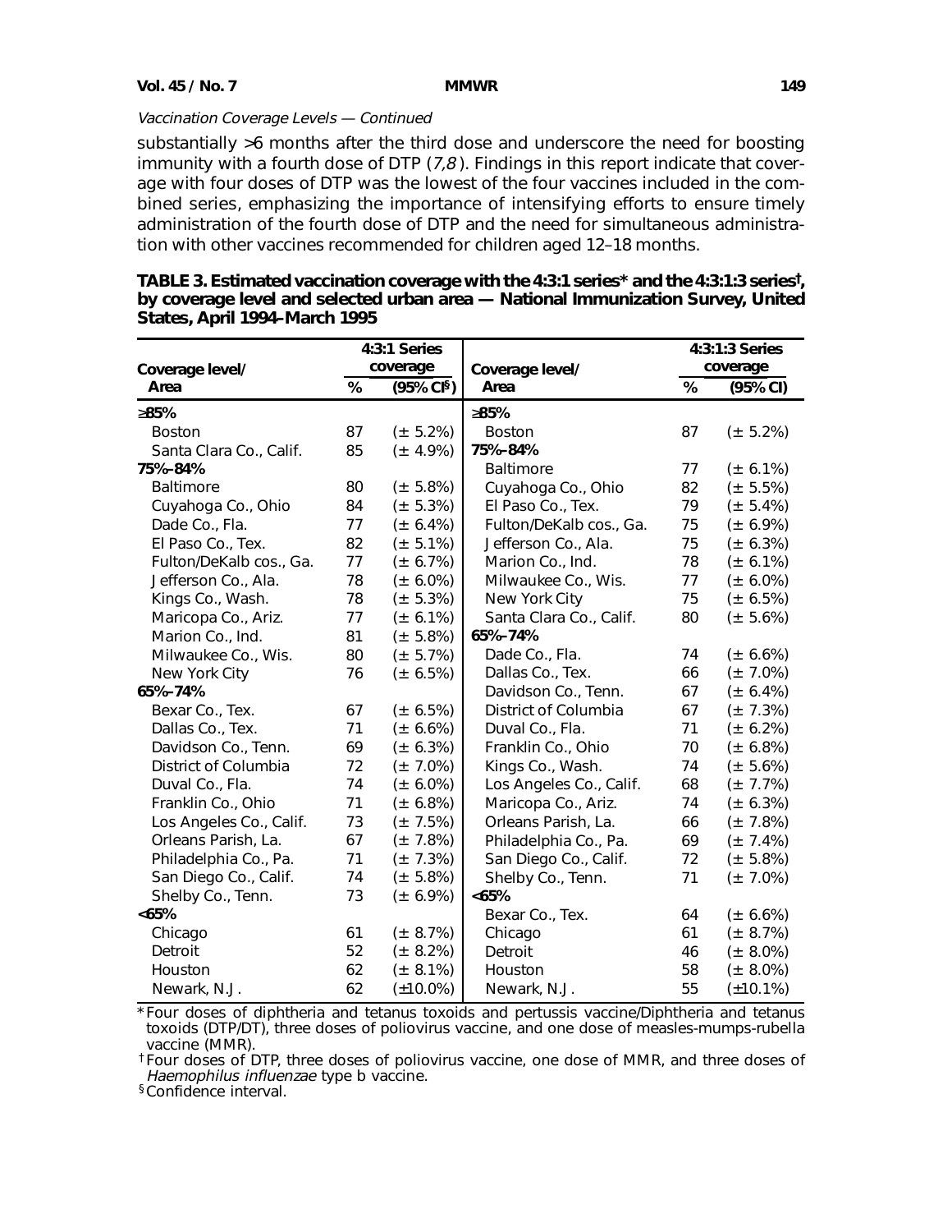*Vaccination Coverage Levels — Continued*

substantially >6 months after the third dose and underscore the need for boosting immunity with a fourth dose of DTP (*7,8*). Findings in this report indicate that coverage with four doses of DTP was the lowest of the four vaccines included in the combined series, emphasizing the importance of intensifying efforts to ensure timely administration of the fourth dose of DTP and the need for simultaneous administration with other vaccines recommended for children aged 12–18 months.

**TABLE 3. Estimated vaccination coverage with the 4:3:1 series* and the 4:3:1:3 series†, by coverage level and selected urban area — National Immunization Survey, United States, April 1994–March 1995**

| Coverage level/ Area | 4:3:1 Series coverage % | (95% CI§) | Coverage level/ Area | 4:3:1:3 Series coverage % | (95% CI) |
|---|---|---|---|---|---|
| **≥85%** | | | **≥85%** | | |
| Boston | 87 | (± 5.2%) | Boston | 87 | (± 5.2%) |
| Santa Clara Co., Calif. | 85 | (± 4.9%) | **75%–84%** | | |
| **75%–84%** | | | Baltimore | 77 | (± 6.1%) |
| Baltimore | 80 | (± 5.8%) | Cuyahoga Co., Ohio | 82 | (± 5.5%) |
| Cuyahoga Co., Ohio | 84 | (± 5.3%) | El Paso Co., Tex. | 79 | (± 5.4%) |
| Dade Co., Fla. | 77 | (± 6.4%) | Fulton/DeKalb cos., Ga. | 75 | (± 6.9%) |
| El Paso Co., Tex. | 82 | (± 5.1%) | Jefferson Co., Ala. | 75 | (± 6.3%) |
| Fulton/DeKalb cos., Ga. | 77 | (± 6.7%) | Marion Co., Ind. | 78 | (± 6.1%) |
| Jefferson Co., Ala. | 78 | (± 6.0%) | Milwaukee Co., Wis. | 77 | (± 6.0%) |
| Kings Co., Wash. | 78 | (± 5.3%) | New York City | 75 | (± 6.5%) |
| Maricopa Co., Ariz. | 77 | (± 6.1%) | Santa Clara Co., Calif. | 80 | (± 5.6%) |
| Marion Co., Ind. | 81 | (± 5.8%) | **65%–74%** | | |
| Milwaukee Co., Wis. | 80 | (± 5.7%) | Dade Co., Fla. | 74 | (± 6.6%) |
| New York City | 76 | (± 6.5%) | Dallas Co., Tex. | 66 | (± 7.0%) |
| **65%–74%** | | | Davidson Co., Tenn. | 67 | (± 6.4%) |
| Bexar Co., Tex. | 67 | (± 6.5%) | District of Columbia | 67 | (± 7.3%) |
| Dallas Co., Tex. | 71 | (± 6.6%) | Duval Co., Fla. | 71 | (± 6.2%) |
| Davidson Co., Tenn. | 69 | (± 6.3%) | Franklin Co., Ohio | 70 | (± 6.8%) |
| District of Columbia | 72 | (± 7.0%) | Kings Co., Wash. | 74 | (± 5.6%) |
| Duval Co., Fla. | 74 | (± 6.0%) | Los Angeles Co., Calif. | 68 | (± 7.7%) |
| Franklin Co., Ohio | 71 | (± 6.8%) | Maricopa Co., Ariz. | 74 | (± 6.3%) |
| Los Angeles Co., Calif. | 73 | (± 7.5%) | Orleans Parish, La. | 66 | (± 7.8%) |
| Orleans Parish, La. | 67 | (± 7.8%) | Philadelphia Co., Pa. | 69 | (± 7.4%) |
| Philadelphia Co., Pa. | 71 | (± 7.3%) | San Diego Co., Calif. | 72 | (± 5.8%) |
| San Diego Co., Calif. | 74 | (± 5.8%) | Shelby Co., Tenn. | 71 | (± 7.0%) |
| Shelby Co., Tenn. | 73 | (± 6.9%) | **<65%** | | |
| **<65%** | | | Bexar Co., Tex. | 64 | (± 6.6%) |
| Chicago | 61 | (± 8.7%) | Chicago | 61 | (± 8.7%) |
| Detroit | 52 | (± 8.2%) | Detroit | 46 | (± 8.0%) |
| Houston | 62 | (± 8.1%) | Houston | 58 | (± 8.0%) |
| Newark, N.J. | 62 | (±10.0%) | Newark, N.J. | 55 | (±10.1%) |

*Four doses of diphtheria and tetanus toxoids and pertussis vaccine/Diphtheria and tetanus toxoids (DTP/DT), three doses of poliovirus vaccine, and one dose of measles-mumps-rubella vaccine (MMR).

†Four doses of DTP, three doses of poliovirus vaccine, one dose of MMR, and three doses of *Haemophilus influenzae* type b vaccine.

§Confidence interval.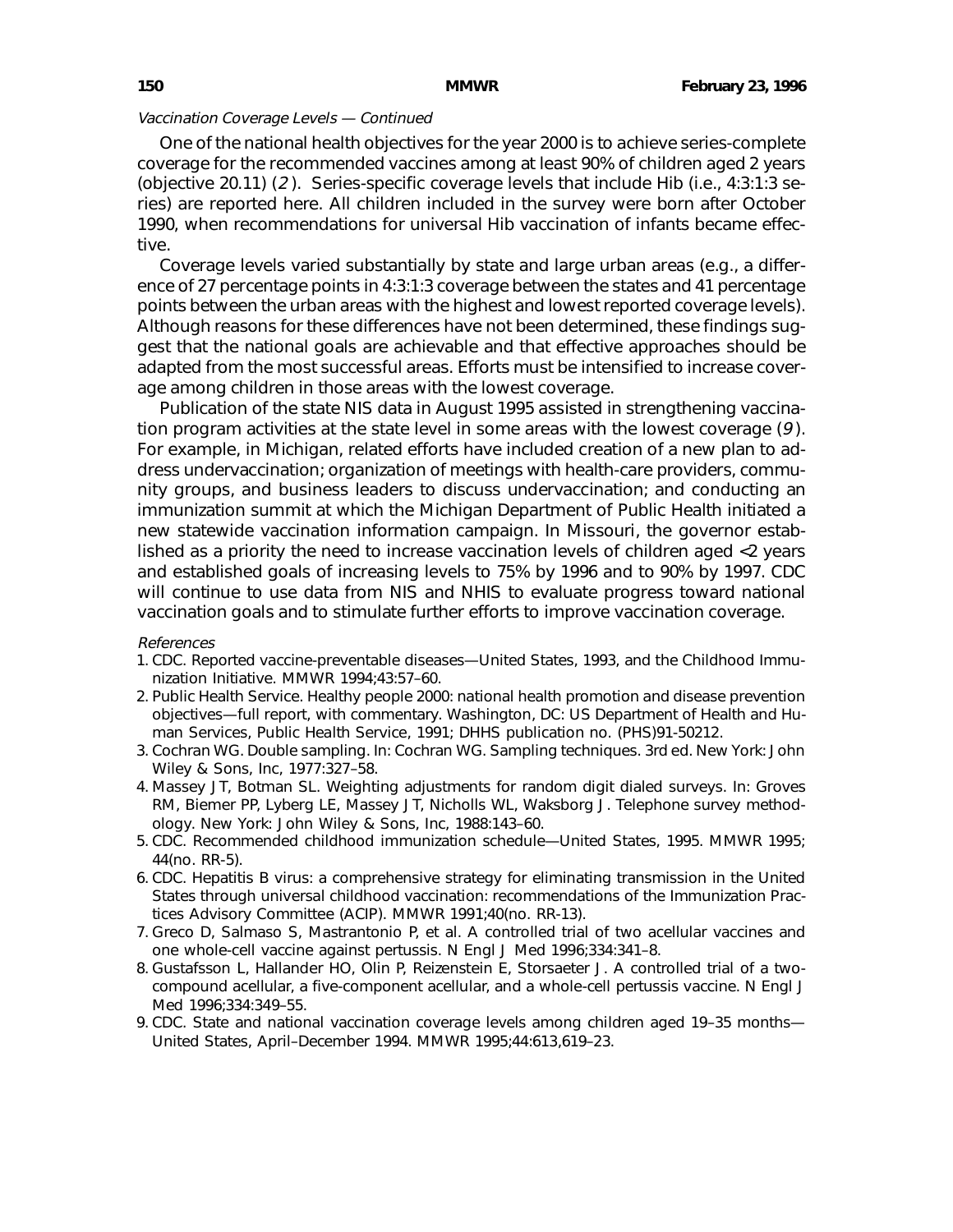*Vaccination Coverage Levels — Continued*

One of the national health objectives for the year 2000 is to achieve series-complete coverage for the recommended vaccines among at least 90% of children aged 2 years (objective 20.11) (*2*). Series-specific coverage levels that include Hib (i.e., 4:3:1:3 series) are reported here. All children included in the survey were born after October 1990, when recommendations for universal Hib vaccination of infants became effective.

Coverage levels varied substantially by state and large urban areas (e.g., a difference of 27 percentage points in 4:3:1:3 coverage between the states and 41 percentage points between the urban areas with the highest and lowest reported coverage levels). Although reasons for these differences have not been determined, these findings suggest that the national goals are achievable and that effective approaches should be adapted from the most successful areas. Efforts must be intensified to increase coverage among children in those areas with the lowest coverage.

Publication of the state NIS data in August 1995 assisted in strengthening vaccination program activities at the state level in some areas with the lowest coverage (*9*). For example, in Michigan, related efforts have included creation of a new plan to address undervaccination; organization of meetings with health-care providers, community groups, and business leaders to discuss undervaccination; and conducting an immunization summit at which the Michigan Department of Public Health initiated a new statewide vaccination information campaign. In Missouri, the governor established as a priority the need to increase vaccination levels of children aged <2 years and established goals of increasing levels to 75% by 1996 and to 90% by 1997. CDC will continue to use data from NIS and NHIS to evaluate progress toward national vaccination goals and to stimulate further efforts to improve vaccination coverage.

*References*

1. CDC. Reported vaccine-preventable diseases—United States, 1993, and the Childhood Immunization Initiative. MMWR 1994;43:57–60.
2. Public Health Service. Healthy people 2000: national health promotion and disease prevention objectives—full report, with commentary. Washington, DC: US Department of Health and Human Services, Public Health Service, 1991; DHHS publication no. (PHS)91-50212.
3. Cochran WG. Double sampling. In: Cochran WG. Sampling techniques. 3rd ed. New York: John Wiley & Sons, Inc, 1977:327–58.
4. Massey JT, Botman SL. Weighting adjustments for random digit dialed surveys. In: Groves RM, Biemer PP, Lyberg LE, Massey JT, Nicholls WL, Waksborg J. Telephone survey methodology. New York: John Wiley & Sons, Inc, 1988:143–60.
5. CDC. Recommended childhood immunization schedule—United States, 1995. MMWR 1995; 44(no. RR-5).
6. CDC. Hepatitis B virus: a comprehensive strategy for eliminating transmission in the United States through universal childhood vaccination: recommendations of the Immunization Practices Advisory Committee (ACIP). MMWR 1991;40(no. RR-13).
7. Greco D, Salmaso S, Mastrantonio P, et al. A controlled trial of two acellular vaccines and one whole-cell vaccine against pertussis. N Engl J Med 1996;334:341–8.
8. Gustafsson L, Hallander HO, Olin P, Reizenstein E, Storsaeter J. A controlled trial of a two-compound acellular, a five-component acellular, and a whole-cell pertussis vaccine. N Engl J Med 1996;334:349–55.
9. CDC. State and national vaccination coverage levels among children aged 19–35 months—United States, April–December 1994. MMWR 1995;44:613,619–23.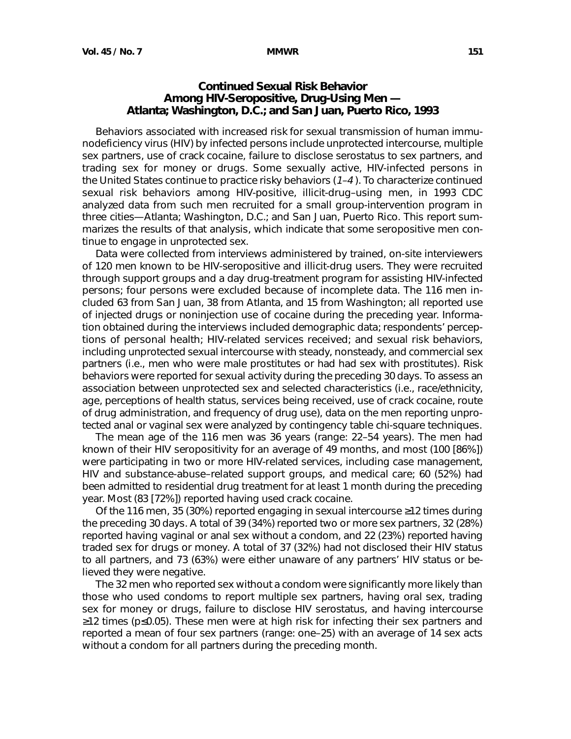## Continued Sexual Risk Behavior Among HIV-Seropositive, Drug-Using Men — Atlanta; Washington, D.C.; and San Juan, Puerto Rico, 1993

Behaviors associated with increased risk for sexual transmission of human immunodeficiency virus (HIV) by infected persons include unprotected intercourse, multiple sex partners, use of crack cocaine, failure to disclose serostatus to sex partners, and trading sex for money or drugs. Some sexually active, HIV-infected persons in the United States continue to practice risky behaviors (*1–4*). To characterize continued sexual risk behaviors among HIV-positive, illicit-drug–using men, in 1993 CDC analyzed data from such men recruited for a small group-intervention program in three cities—Atlanta; Washington, D.C.; and San Juan, Puerto Rico. This report summarizes the results of that analysis, which indicate that some seropositive men continue to engage in unprotected sex.

Data were collected from interviews administered by trained, on-site interviewers of 120 men known to be HIV-seropositive and illicit-drug users. They were recruited through support groups and a day drug-treatment program for assisting HIV-infected persons; four persons were excluded because of incomplete data. The 116 men included 63 from San Juan, 38 from Atlanta, and 15 from Washington; all reported use of injected drugs or noninjection use of cocaine during the preceding year. Information obtained during the interviews included demographic data; respondents' perceptions of personal health; HIV-related services received; and sexual risk behaviors, including unprotected sexual intercourse with steady, nonsteady, and commercial sex partners (i.e., men who were male prostitutes or had had sex with prostitutes). Risk behaviors were reported for sexual activity during the preceding 30 days. To assess an association between unprotected sex and selected characteristics (i.e., race/ethnicity, age, perceptions of health status, services being received, use of crack cocaine, route of drug administration, and frequency of drug use), data on the men reporting unprotected anal or vaginal sex were analyzed by contingency table chi-square techniques.

The mean age of the 116 men was 36 years (range: 22–54 years). The men had known of their HIV seropositivity for an average of 49 months, and most (100 [86%]) were participating in two or more HIV-related services, including case management, HIV and substance-abuse–related support groups, and medical care; 60 (52%) had been admitted to residential drug treatment for at least 1 month during the preceding year. Most (83 [72%]) reported having used crack cocaine.

Of the 116 men, 35 (30%) reported engaging in sexual intercourse ≥12 times during the preceding 30 days. A total of 39 (34%) reported two or more sex partners, 32 (28%) reported having vaginal or anal sex without a condom, and 22 (23%) reported having traded sex for drugs or money. A total of 37 (32%) had not disclosed their HIV status to all partners, and 73 (63%) were either unaware of any partners' HIV status or believed they were negative.

The 32 men who reported sex without a condom were significantly more likely than those who used condoms to report multiple sex partners, having oral sex, trading sex for money or drugs, failure to disclose HIV serostatus, and having intercourse ≥12 times ($p \leq 0.05$). These men were at high risk for infecting their sex partners and reported a mean of four sex partners (range: one–25) with an average of 14 sex acts without a condom for all partners during the preceding month.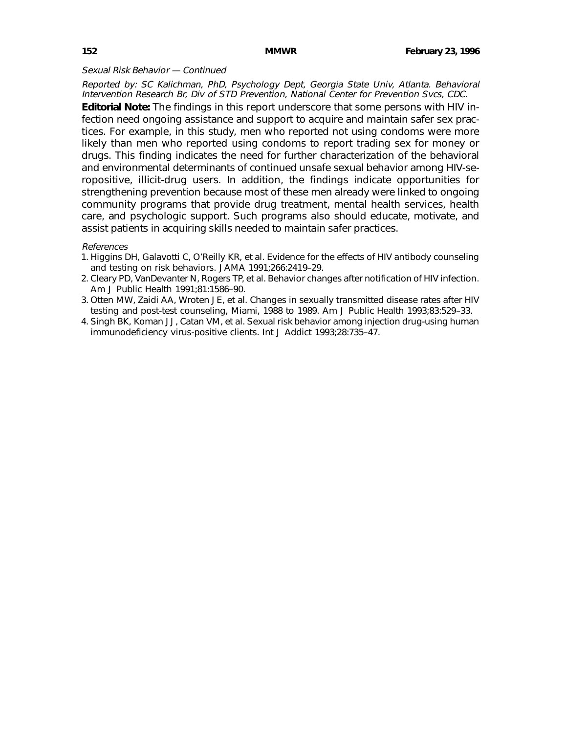*Sexual Risk Behavior — Continued*

*Reported by: SC Kalichman, PhD, Psychology Dept, Georgia State Univ, Atlanta. Behavioral Intervention Research Br, Div of STD Prevention, National Center for Prevention Svcs, CDC.*

**Editorial Note:** The findings in this report underscore that some persons with HIV infection need ongoing assistance and support to acquire and maintain safer sex practices. For example, in this study, men who reported not using condoms were more likely than men who reported using condoms to report trading sex for money or drugs. This finding indicates the need for further characterization of the behavioral and environmental determinants of continued unsafe sexual behavior among HIV-seropositive, illicit-drug users. In addition, the findings indicate opportunities for strengthening prevention because most of these men already were linked to ongoing community programs that provide drug treatment, mental health services, health care, and psychologic support. Such programs also should educate, motivate, and assist patients in acquiring skills needed to maintain safer practices.

*References*

1. Higgins DH, Galavotti C, O'Reilly KR, et al. Evidence for the effects of HIV antibody counseling and testing on risk behaviors. JAMA 1991;266:2419–29.
2. Cleary PD, VanDevanter N, Rogers TP, et al. Behavior changes after notification of HIV infection. Am J Public Health 1991;81:1586–90.
3. Otten MW, Zaidi AA, Wroten JE, et al. Changes in sexually transmitted disease rates after HIV testing and post-test counseling, Miami, 1988 to 1989. Am J Public Health 1993;83:529–33.
4. Singh BK, Koman JJ, Catan VM, et al. Sexual risk behavior among injection drug-using human immunodeficiency virus-positive clients. Int J Addict 1993;28:735–47.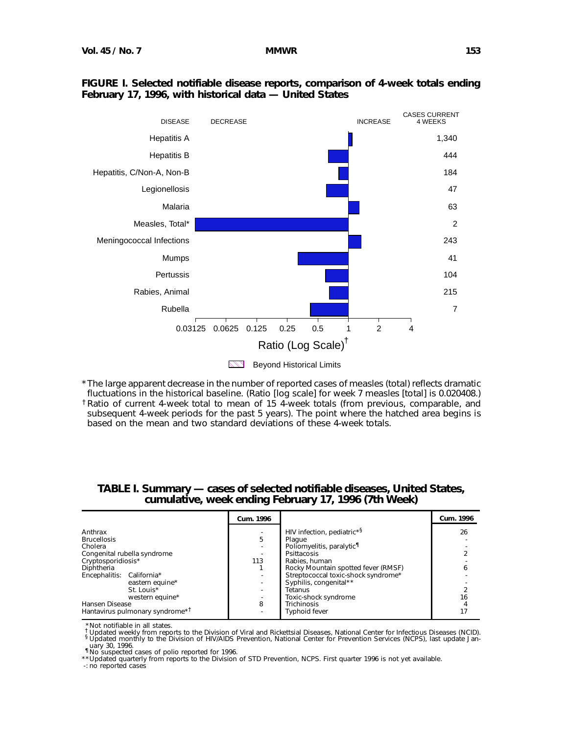**FIGURE I. Selected notifiable disease reports, comparison of 4-week totals ending February 17, 1996, with historical data — United States**

| DISEASE | CASES CURRENT 4 WEEKS |
|---|---|
| Hepatitis A | 1,340 |
| Hepatitis B | 444 |
| Hepatitis, C/Non-A, Non-B | 184 |
| Legionellosis | 47 |
| Malaria | 63 |
| Measles, Total* | 2 |
| Meningococcal Infections | 243 |
| Mumps | 41 |
| Pertussis | 104 |
| Rabies, Animal | 215 |
| Rubella | 7 |

Ratio (Log Scale)†

Beyond Historical Limits

*The large apparent decrease in the number of reported cases of measles (total) reflects dramatic fluctuations in the historical baseline. (Ratio [log scale] for week 7 measles [total] is 0.020408.)

†Ratio of current 4-week total to mean of 15 4-week totals (from previous, comparable, and subsequent 4-week periods for the past 5 years). The point where the hatched area begins is based on the mean and two standard deviations of these 4-week totals.

**TABLE I. Summary — cases of selected notifiable diseases, United States, cumulative, week ending February 17, 1996 (7th Week)**

| | Cum. 1996 | | Cum. 1996 |
|---|---|---|---|
| Anthrax | - | HIV infection, pediatric*§ | 26 |
| Brucellosis | 5 | Plague | - |
| Cholera | - | Poliomyelitis, paralytic¶ | - |
| Congenital rubella syndrome | - | Psittacosis | 2 |
| Cryptosporidiosis* | 113 | Rabies, human | - |
| Diphtheria | 1 | Rocky Mountain spotted fever (RMSF) | 6 |
| Encephalitis: California* | - | Streptococcal toxic-shock syndrome* | - |
| eastern equine* | - | Syphilis, congenital** | - |
| St. Louis* | - | Tetanus | 2 |
| western equine* | - | Toxic-shock syndrome | 16 |
| Hansen Disease | 8 | Trichinosis | 4 |
| Hantavirus pulmonary syndrome*† | - | Typhoid fever | 17 |

*Not notifiable in all states.
†Updated weekly from reports to the Division of Viral and Rickettsial Diseases, National Center for Infectious Diseases (NCID).
§Updated monthly to the Division of HIV/AIDS Prevention, National Center for Prevention Services (NCPS), last update January 30, 1996.
¶No suspected cases of polio reported for 1996.
**Updated quarterly from reports to the Division of STD Prevention, NCPS. First quarter 1996 is not yet available.
-: no reported cases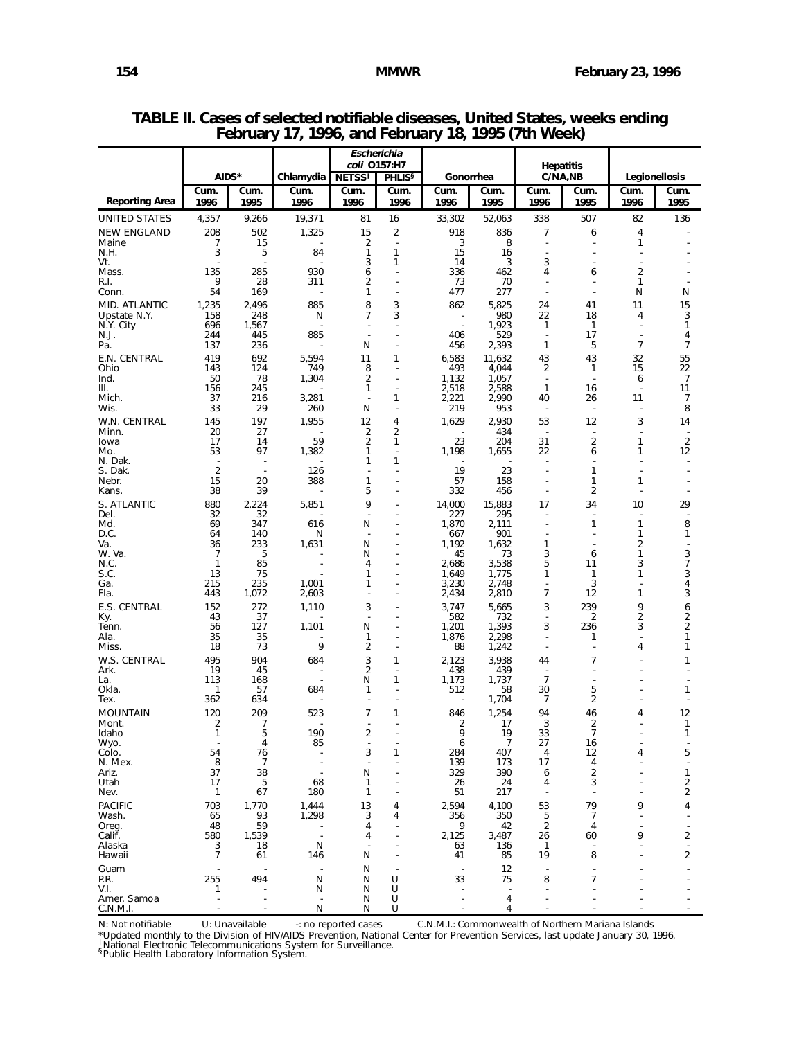**TABLE II. Cases of selected notifiable diseases, United States, weeks ending February 17, 1996, and February 18, 1995 (7th Week)**

| Reporting Area | AIDS* | | Chlamydia | *Escherichia coli* O157:H7 | | Gonorrhea | | Hepatitis C/NA,NB | | Legionellosis | |
|---|---|---|---|---|---|---|---|---|---|---|---|
| | | | | NETSS† | PHLIS§ | | | | | | |
| | Cum. 1996 | Cum. 1995 | Cum. 1996 | Cum. 1996 | Cum. 1996 | Cum. 1996 | Cum. 1995 | Cum. 1996 | Cum. 1995 | Cum. 1996 | Cum. 1995 |
| UNITED STATES | 4,357 | 9,266 | 19,371 | 81 | 16 | 33,302 | 52,063 | 338 | 507 | 82 | 136 |
| NEW ENGLAND | 208 | 502 | 1,325 | 15 | 2 | 918 | 836 | 7 | 6 | 4 | - |
| Maine | 7 | 15 | - | 2 | - | 3 | 8 | - | - | 1 | - |
| N.H. | 3 | 5 | 84 | 1 | 1 | 15 | 16 | - | - | - | - |
| Vt. | - | - | - | 3 | 1 | 14 | 3 | 3 | - | - | - |
| Mass. | 135 | 285 | 930 | 6 | - | 336 | 462 | 4 | 6 | 2 | - |
| R.I. | 9 | 28 | 311 | 2 | - | 73 | 70 | - | - | 1 | - |
| Conn. | 54 | 169 | - | 1 | - | 477 | 277 | - | - | N | N |
| MID. ATLANTIC | 1,235 | 2,496 | 885 | 8 | 3 | 862 | 5,825 | 24 | 41 | 11 | 15 |
| Upstate N.Y. | 158 | 248 | N | 7 | 3 | - | 980 | 22 | 18 | 4 | 3 |
| N.Y. City | 696 | 1,567 | - | - | - | - | 1,923 | 1 | 1 | - | 1 |
| N.J. | 244 | 445 | 885 | - | - | 406 | 529 | - | 17 | - | 4 |
| Pa. | 137 | 236 | - | N | - | 456 | 2,393 | 1 | 5 | 7 | 7 |
| E.N. CENTRAL | 419 | 692 | 5,594 | 11 | 1 | 6,583 | 11,632 | 43 | 43 | 32 | 55 |
| Ohio | 143 | 124 | 749 | 8 | - | 493 | 4,044 | 2 | 1 | 15 | 22 |
| Ind. | 50 | 78 | 1,304 | 2 | - | 1,132 | 1,057 | - | - | 6 | 7 |
| Ill. | 156 | 245 | - | 1 | - | 2,518 | 2,588 | 1 | 16 | - | 11 |
| Mich. | 37 | 216 | 3,281 | - | 1 | 2,221 | 2,990 | 40 | 26 | 11 | 7 |
| Wis. | 33 | 29 | 260 | N | - | 219 | 953 | - | - | - | 8 |
| W.N. CENTRAL | 145 | 197 | 1,955 | 12 | 4 | 1,629 | 2,930 | 53 | 12 | 3 | 14 |
| Minn. | 20 | 27 | - | 2 | 2 | - | 434 | - | - | - | - |
| Iowa | 17 | 14 | 59 | 2 | 1 | 23 | 204 | 31 | 2 | 1 | 2 |
| Mo. | 53 | 97 | 1,382 | 1 | - | 1,198 | 1,655 | 22 | 6 | 1 | 12 |
| N. Dak. | - | - | - | 1 | 1 | - | - | - | - | - | - |
| S. Dak. | 2 | - | 126 | - | - | 19 | 23 | - | 1 | - | - |
| Nebr. | 15 | 20 | 388 | 1 | - | 57 | 158 | - | 1 | 1 | - |
| Kans. | 38 | 39 | - | 5 | - | 332 | 456 | - | 2 | - | - |
| S. ATLANTIC | 880 | 2,224 | 5,851 | 9 | - | 14,000 | 15,883 | 17 | 34 | 10 | 29 |
| Del. | 32 | 32 | - | - | - | 227 | 295 | - | - | - | - |
| Md. | 69 | 347 | 616 | N | - | 1,870 | 2,111 | - | 1 | 1 | 8 |
| D.C. | 64 | 140 | N | - | - | 667 | 901 | - | - | 1 | 1 |
| Va. | 36 | 233 | 1,631 | N | - | 1,192 | 1,632 | 1 | - | 2 | - |
| W. Va. | 7 | 5 | - | N | - | 45 | 73 | 3 | 6 | 1 | 3 |
| N.C. | 1 | 85 | - | 4 | - | 2,686 | 3,538 | 5 | 11 | 3 | 7 |
| S.C. | 13 | 75 | - | 1 | - | 1,649 | 1,775 | 1 | 1 | 1 | 3 |
| Ga. | 215 | 235 | 1,001 | 1 | - | 3,230 | 2,748 | - | 3 | - | 4 |
| Fla. | 443 | 1,072 | 2,603 | - | - | 2,434 | 2,810 | 7 | 12 | 1 | 3 |
| E.S. CENTRAL | 152 | 272 | 1,110 | 3 | - | 3,747 | 5,665 | 3 | 239 | 9 | 6 |
| Ky. | 43 | 37 | - | - | - | 582 | 732 | - | 2 | 2 | 2 |
| Tenn. | 56 | 127 | 1,101 | N | - | 1,201 | 1,393 | 3 | 236 | 3 | 2 |
| Ala. | 35 | 35 | - | 1 | - | 1,876 | 2,298 | - | 1 | - | 1 |
| Miss. | 18 | 73 | 9 | 2 | - | 88 | 1,242 | - | - | 4 | 1 |
| W.S. CENTRAL | 495 | 904 | 684 | 3 | 1 | 2,123 | 3,938 | 44 | 7 | - | 1 |
| Ark. | 19 | 45 | - | 2 | - | 438 | 439 | - | - | - | - |
| La. | 113 | 168 | - | N | 1 | 1,173 | 1,737 | 7 | - | - | - |
| Okla. | 1 | 57 | 684 | 1 | - | 512 | 58 | 30 | 5 | - | 1 |
| Tex. | 362 | 634 | - | - | - | - | 1,704 | 7 | 2 | - | - |
| MOUNTAIN | 120 | 209 | 523 | 7 | 1 | 846 | 1,254 | 94 | 46 | 4 | 12 |
| Mont. | 2 | 7 | - | - | - | 2 | 17 | 3 | 2 | - | 1 |
| Idaho | 1 | 5 | 190 | 2 | - | 9 | 19 | 33 | 7 | - | 1 |
| Wyo. | - | 4 | 85 | - | - | 6 | 7 | 27 | 16 | - | - |
| Colo. | 54 | 76 | - | 3 | 1 | 284 | 407 | 4 | 12 | 4 | 5 |
| N. Mex. | 8 | 7 | - | - | - | 139 | 173 | 17 | 4 | - | - |
| Ariz. | 37 | 38 | - | N | - | 329 | 390 | 6 | 2 | - | 1 |
| Utah | 17 | 5 | 68 | 1 | - | 26 | 24 | 4 | 3 | - | 2 |
| Nev. | 1 | 67 | 180 | 1 | - | 51 | 217 | - | - | - | 2 |
| PACIFIC | 703 | 1,770 | 1,444 | 13 | 4 | 2,594 | 4,100 | 53 | 79 | 9 | 4 |
| Wash. | 65 | 93 | 1,298 | 3 | 4 | 356 | 350 | 5 | 7 | - | - |
| Oreg. | 48 | 59 | - | 4 | - | 9 | 42 | 2 | 4 | - | - |
| Calif. | 580 | 1,539 | - | 4 | - | 2,125 | 3,487 | 26 | 60 | 9 | 2 |
| Alaska | 3 | 18 | N | - | - | 63 | 136 | 1 | - | - | - |
| Hawaii | 7 | 61 | 146 | N | - | 41 | 85 | 19 | 8 | - | 2 |
| Guam | - | - | - | N | - | - | 12 | - | - | - | - |
| P.R. | 255 | 494 | N | N | U | 33 | 75 | 8 | 7 | - | - |
| V.I. | 1 | - | N | N | U | - | - | - | - | - | - |
| Amer. Samoa | - | - | - | N | U | - | 4 | - | - | - | - |
| C.N.M.I. | - | - | N | N | U | - | 4 | - | - | - | - |

N: Not notifiable U: Unavailable -: no reported cases C.N.M.I.: Commonwealth of Northern Mariana Islands

*Updated monthly to the Division of HIV/AIDS Prevention, National Center for Prevention Services, last update January 30, 1996.
†National Electronic Telecommunications System for Surveillance.
§Public Health Laboratory Information System.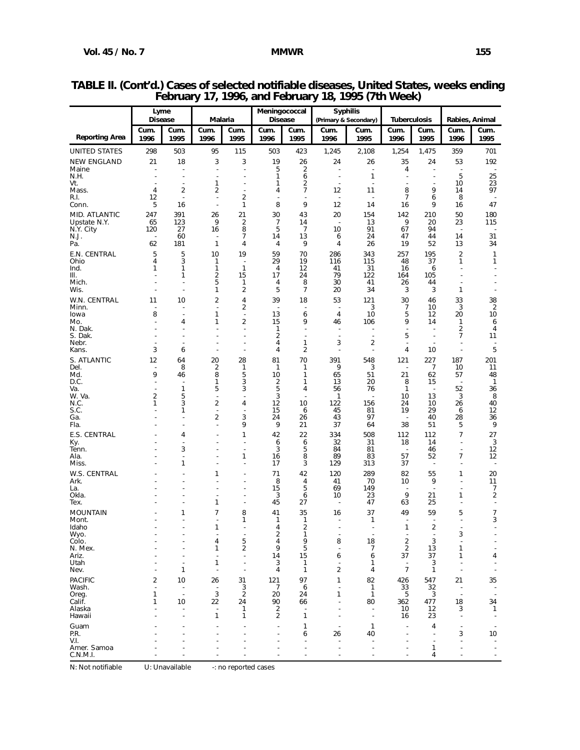**TABLE II. (Cont'd.) Cases of selected notifiable diseases, United States, weeks ending February 17, 1996, and February 18, 1995 (7th Week)**

| Reporting Area | Lyme Disease | | Malaria | | Meningococcal Disease | | Syphilis (Primary & Secondary) | | Tuberculosis | | Rabies, Animal | |
|---|---|---|---|---|---|---|---|---|---|---|---|---|
| | Cum. 1996 | Cum. 1995 | Cum. 1996 | Cum. 1995 | Cum. 1996 | Cum. 1995 | Cum. 1996 | Cum. 1995 | Cum. 1996 | Cum. 1995 | Cum. 1996 | Cum. 1995 |
| UNITED STATES | 298 | 503 | 95 | 115 | 503 | 423 | 1,245 | 2,108 | 1,254 | 1,475 | 359 | 701 |
| NEW ENGLAND | 21 | 18 | 3 | 3 | 19 | 26 | 24 | 26 | 35 | 24 | 53 | 192 |
| Maine | - | - | - | - | 5 | 2 | - | - | 4 | - | - | - |
| N.H. | - | - | - | - | 1 | 6 | - | 1 | - | - | 5 | 25 |
| Vt. | - | - | 1 | - | 1 | 2 | - | - | - | - | 10 | 23 |
| Mass. | 4 | 2 | 2 | - | 4 | 7 | 12 | 11 | 8 | 9 | 14 | 97 |
| R.I. | 12 | - | - | 2 | - | - | - | - | 7 | 6 | 8 | - |
| Conn. | 5 | 16 | - | 1 | 8 | 9 | 12 | 14 | 16 | 9 | 16 | 47 |
| MID. ATLANTIC | 247 | 391 | 26 | 21 | 30 | 43 | 20 | 154 | 142 | 210 | 50 | 180 |
| Upstate N.Y. | 65 | 123 | 9 | 2 | 7 | 14 | - | 13 | 9 | 20 | 23 | 115 |
| N.Y. City | 120 | 27 | 16 | 8 | 5 | 7 | 10 | 91 | 67 | 94 | - | - |
| N.J. | - | 60 | - | 7 | 14 | 13 | 6 | 24 | 47 | 44 | 14 | 31 |
| Pa. | 62 | 181 | 1 | 4 | 4 | 9 | 4 | 26 | 19 | 52 | 13 | 34 |
| E.N. CENTRAL | 5 | 5 | 10 | 19 | 59 | 70 | 286 | 343 | 257 | 195 | 2 | 1 |
| Ohio | 4 | 3 | 1 | - | 29 | 19 | 116 | 115 | 48 | 37 | 1 | 1 |
| Ind. | 1 | 1 | 1 | 1 | 4 | 12 | 41 | 31 | 16 | 6 | - | - |
| Ill. | - | 1 | 2 | 15 | 17 | 24 | 79 | 122 | 164 | 105 | - | - |
| Mich. | - | - | 5 | 1 | 4 | 8 | 30 | 41 | 26 | 44 | - | - |
| Wis. | - | - | 1 | 2 | 5 | 7 | 20 | 34 | 3 | 3 | 1 | - |
| W.N. CENTRAL | 11 | 10 | 2 | 4 | 39 | 18 | 53 | 121 | 30 | 46 | 33 | 38 |
| Minn. | - | - | - | 2 | - | - | - | 3 | 7 | 10 | 3 | 2 |
| Iowa | 8 | - | 1 | - | 13 | 6 | 4 | 10 | 5 | 12 | 20 | 10 |
| Mo. | - | 4 | 1 | 2 | 15 | 9 | 46 | 106 | 9 | 14 | 1 | 6 |
| N. Dak. | - | - | - | - | 1 | - | - | - | - | - | 2 | 4 |
| S. Dak. | - | - | - | - | 2 | - | - | - | 5 | - | 7 | 11 |
| Nebr. | - | - | - | - | 4 | 1 | 3 | 2 | - | - | - | - |
| Kans. | 3 | 6 | - | - | 4 | 2 | - | - | 4 | 10 | - | 5 |
| S. ATLANTIC | 12 | 64 | 20 | 28 | 81 | 70 | 391 | 548 | 121 | 227 | 187 | 201 |
| Del. | - | 8 | 2 | 1 | 1 | 1 | 9 | 3 | - | 7 | 10 | 11 |
| Md. | 9 | 46 | 8 | 5 | 10 | 1 | 65 | 51 | 21 | 62 | 57 | 48 |
| D.C. | - | - | 1 | 3 | 2 | 1 | 13 | 20 | 8 | 15 | - | 1 |
| Va. | - | 1 | 5 | 3 | 5 | 4 | 56 | 76 | 1 | - | 52 | 36 |
| W. Va. | 2 | 5 | - | - | 3 | - | 1 | - | 10 | 13 | 3 | 8 |
| N.C. | 1 | 3 | 2 | 4 | 12 | 10 | 122 | 156 | 24 | 10 | 26 | 40 |
| S.C. | - | 1 | - | - | 15 | 6 | 45 | 81 | 19 | 29 | 6 | 12 |
| Ga. | - | - | 2 | 3 | 24 | 26 | 43 | 97 | - | 40 | 28 | 36 |
| Fla. | - | - | - | 9 | 9 | 21 | 37 | 64 | 38 | 51 | 5 | 9 |
| E.S. CENTRAL | - | 4 | - | 1 | 42 | 22 | 334 | 508 | 112 | 112 | 7 | 27 |
| Ky. | - | - | - | - | 6 | 6 | 32 | 31 | 18 | 14 | - | 3 |
| Tenn. | - | 3 | - | - | 3 | 5 | 84 | 81 | - | 46 | - | 12 |
| Ala. | - | - | - | 1 | 16 | 8 | 89 | 83 | 57 | 52 | 7 | 12 |
| Miss. | - | 1 | - | - | 17 | 3 | 129 | 313 | 37 | - | - | - |
| W.S. CENTRAL | - | - | 1 | - | 71 | 42 | 120 | 289 | 82 | 55 | 1 | 20 |
| Ark. | - | - | - | - | 8 | 4 | 41 | 70 | 10 | 9 | - | 11 |
| La. | - | - | - | - | 15 | 5 | 69 | 149 | - | - | - | 7 |
| Okla. | - | - | - | - | 3 | 6 | 10 | 23 | 9 | 21 | 1 | 2 |
| Tex. | - | - | 1 | - | 45 | 27 | - | 47 | 63 | 25 | - | - |
| MOUNTAIN | - | 1 | 7 | 8 | 41 | 35 | 16 | 37 | 49 | 59 | 5 | 7 |
| Mont. | - | - | - | 1 | 1 | 1 | - | 1 | - | - | - | 3 |
| Idaho | - | - | 1 | - | 4 | 2 | - | - | 1 | 2 | - | - |
| Wyo. | - | - | - | - | 2 | 1 | - | - | - | - | 3 | - |
| Colo. | - | - | 4 | 5 | 4 | 9 | 8 | 18 | 2 | 3 | - | - |
| N. Mex. | - | - | 1 | 2 | 9 | 5 | - | 7 | 2 | 13 | 1 | - |
| Ariz. | - | - | - | - | 14 | 15 | 6 | 6 | 37 | 37 | 1 | 4 |
| Utah | - | - | 1 | - | 3 | 1 | - | 1 | - | 3 | - | - |
| Nev. | - | 1 | - | - | 4 | 1 | 2 | 4 | 7 | 1 | - | - |
| PACIFIC | 2 | 10 | 26 | 31 | 121 | 97 | 1 | 82 | 426 | 547 | 21 | 35 |
| Wash. | - | - | - | 3 | 7 | 6 | - | 1 | 33 | 32 | - | - |
| Oreg. | 1 | - | 3 | 2 | 20 | 24 | 1 | 1 | 5 | 3 | - | - |
| Calif. | 1 | 10 | 22 | 24 | 90 | 66 | - | 80 | 362 | 477 | 18 | 34 |
| Alaska | - | - | - | 1 | 2 | - | - | - | 10 | 12 | 3 | 1 |
| Hawaii | - | - | 1 | 1 | 2 | 1 | - | - | 16 | 23 | - | - |
| Guam | - | - | - | - | - | 1 | - | 1 | - | 4 | - | - |
| P.R. | - | - | - | - | - | 6 | 26 | 40 | - | - | 3 | 10 |
| V.I. | - | - | - | - | - | - | - | - | - | - | - | - |
| Amer. Samoa | - | - | - | - | - | - | - | - | - | 1 | - | - |
| C.N.M.I. | - | - | - | - | - | - | - | - | - | 4 | - | - |

N: Not notifiable U: Unavailable -: no reported cases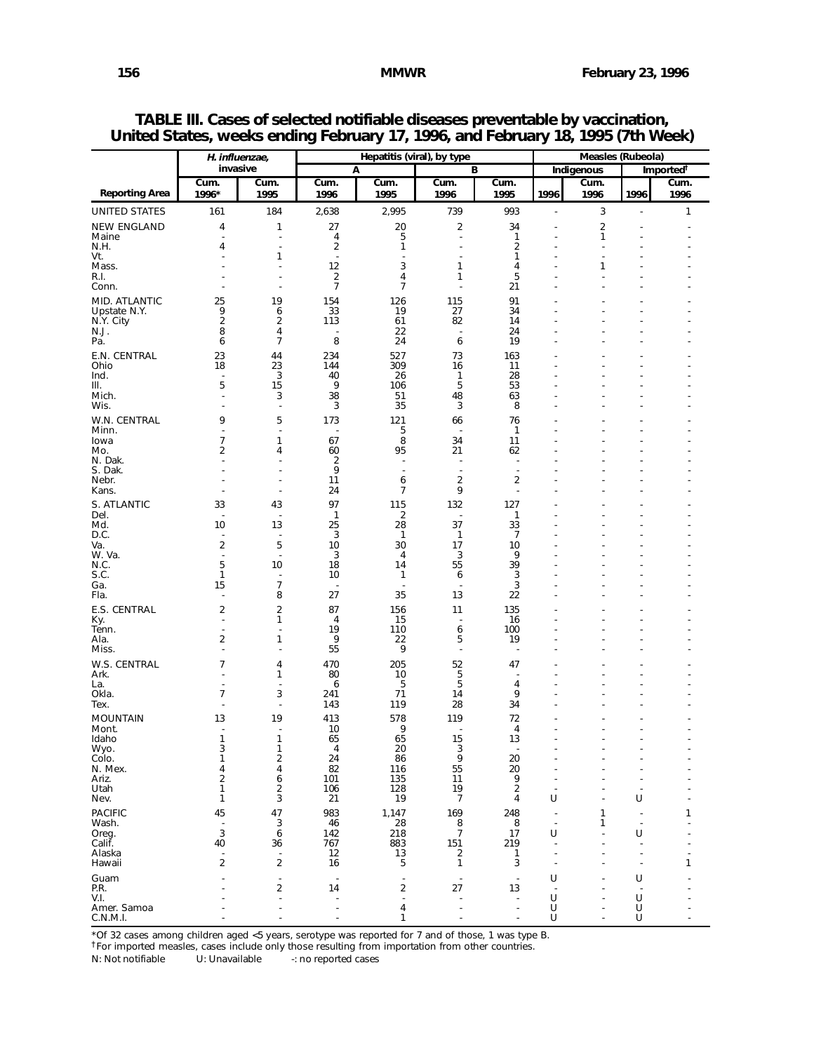# TABLE III. Cases of selected notifiable diseases preventable by vaccination, United States, weeks ending February 17, 1996, and February 18, 1995 (7th Week)

| Reporting Area | *H. influenzae,* invasive | | Hepatitis (viral), by type | | | | Measles (Rubeola) | | | |
|---|---|---|---|---|---|---|---|---|---|---|
| | | | A | | B | | Indigenous | | Imported† | |
| | Cum. 1996* | Cum. 1995 | Cum. 1996 | Cum. 1995 | Cum. 1996 | Cum. 1995 | 1996 | Cum. 1996 | 1996 | Cum. 1996 |
| UNITED STATES | 161 | 184 | 2,638 | 2,995 | 739 | 993 | - | 3 | - | 1 |
| NEW ENGLAND | 4 | 1 | 27 | 20 | 2 | 34 | - | 2 | - | - |
| Maine | - | - | 4 | 5 | - | 1 | - | 1 | - | - |
| N.H. | 4 | - | 2 | 1 | - | 2 | - | - | - | - |
| Vt. | - | 1 | - | - | - | 1 | - | - | - | - |
| Mass. | - | - | 12 | 3 | 1 | 4 | - | 1 | - | - |
| R.I. | - | - | 2 | 4 | 1 | 5 | - | - | - | - |
| Conn. | - | - | 7 | 7 | - | 21 | - | - | - | - |
| MID. ATLANTIC | 25 | 19 | 154 | 126 | 115 | 91 | - | - | - | - |
| Upstate N.Y. | 9 | 6 | 33 | 19 | 27 | 34 | - | - | - | - |
| N.Y. City | 2 | 2 | 113 | 61 | 82 | 14 | - | - | - | - |
| N.J. | 8 | 4 | - | 22 | - | 24 | - | - | - | - |
| Pa. | 6 | 7 | 8 | 24 | 6 | 19 | - | - | - | - |
| E.N. CENTRAL | 23 | 44 | 234 | 527 | 73 | 163 | - | - | - | - |
| Ohio | 18 | 23 | 144 | 309 | 16 | 11 | - | - | - | - |
| Ind. | - | 3 | 40 | 26 | 1 | 28 | - | - | - | - |
| Ill. | 5 | 15 | 9 | 106 | 5 | 53 | - | - | - | - |
| Mich. | - | 3 | 38 | 51 | 48 | 63 | - | - | - | - |
| Wis. | - | - | 3 | 35 | 3 | 8 | - | - | - | - |
| W.N. CENTRAL | 9 | 5 | 173 | 121 | 66 | 76 | - | - | - | - |
| Minn. | - | - | - | 5 | - | 1 | - | - | - | - |
| Iowa | 7 | 1 | 67 | 8 | 34 | 11 | - | - | - | - |
| Mo. | 2 | 4 | 60 | 95 | 21 | 62 | - | - | - | - |
| N. Dak. | - | - | 2 | - | - | - | - | - | - | - |
| S. Dak. | - | - | 9 | - | - | - | - | - | - | - |
| Nebr. | - | - | 11 | 6 | 2 | 2 | - | - | - | - |
| Kans. | - | - | 24 | 7 | 9 | - | - | - | - | - |
| S. ATLANTIC | 33 | 43 | 97 | 115 | 132 | 127 | - | - | - | - |
| Del. | - | - | 1 | 2 | - | 1 | - | - | - | - |
| Md. | 10 | 13 | 25 | 28 | 37 | 33 | - | - | - | - |
| D.C. | - | - | 3 | 1 | 1 | 7 | - | - | - | - |
| Va. | 2 | 5 | 10 | 30 | 17 | 10 | - | - | - | - |
| W. Va. | - | - | 3 | 4 | 3 | 9 | - | - | - | - |
| N.C. | 5 | 10 | 18 | 14 | 55 | 39 | - | - | - | - |
| S.C. | 1 | - | 10 | 1 | 6 | 3 | - | - | - | - |
| Ga. | 15 | 7 | - | - | - | 3 | - | - | - | - |
| Fla. | - | 8 | 27 | 35 | 13 | 22 | - | - | - | - |
| E.S. CENTRAL | 2 | 2 | 87 | 156 | 11 | 135 | - | - | - | - |
| Ky. | - | 1 | 4 | 15 | - | 16 | - | - | - | - |
| Tenn. | - | - | 19 | 110 | 6 | 100 | - | - | - | - |
| Ala. | 2 | 1 | 9 | 22 | 5 | 19 | - | - | - | - |
| Miss. | - | - | 55 | 9 | - | - | - | - | - | - |
| W.S. CENTRAL | 7 | 4 | 470 | 205 | 52 | 47 | - | - | - | - |
| Ark. | - | 1 | 80 | 10 | 5 | - | - | - | - | - |
| La. | - | - | 6 | 5 | 5 | 4 | - | - | - | - |
| Okla. | 7 | 3 | 241 | 71 | 14 | 9 | - | - | - | - |
| Tex. | - | - | 143 | 119 | 28 | 34 | - | - | - | - |
| MOUNTAIN | 13 | 19 | 413 | 578 | 119 | 72 | - | - | - | - |
| Mont. | - | - | 10 | 9 | - | 4 | - | - | - | - |
| Idaho | 1 | 1 | 65 | 65 | 15 | 13 | - | - | - | - |
| Wyo. | 3 | 1 | 4 | 20 | 3 | - | - | - | - | - |
| Colo. | 1 | 2 | 24 | 86 | 9 | 20 | - | - | - | - |
| N. Mex. | 4 | 4 | 82 | 116 | 55 | 20 | - | - | - | - |
| Ariz. | 2 | 6 | 101 | 135 | 11 | 9 | - | - | - | - |
| Utah | 1 | 2 | 106 | 128 | 19 | 2 | - | - | - | - |
| Nev. | 1 | 3 | 21 | 19 | 7 | 4 | U | - | U | - |
| PACIFIC | 45 | 47 | 983 | 1,147 | 169 | 248 | - | 1 | - | 1 |
| Wash. | - | 3 | 46 | 28 | 8 | 8 | - | 1 | - | - |
| Oreg. | 3 | 6 | 142 | 218 | 7 | 17 | U | - | U | - |
| Calif. | 40 | 36 | 767 | 883 | 151 | 219 | - | - | - | - |
| Alaska | - | - | 12 | 13 | 2 | 1 | - | - | - | - |
| Hawaii | 2 | 2 | 16 | 5 | 1 | 3 | - | - | - | 1 |
| Guam | - | - | - | - | - | - | U | - | U | - |
| P.R. | - | 2 | 14 | 2 | 27 | 13 | - | - | - | - |
| V.I. | - | - | - | - | - | - | U | - | U | - |
| Amer. Samoa | - | - | - | 4 | - | - | U | - | U | - |
| C.N.M.I. | - | - | - | 1 | - | - | U | - | U | - |

*Of 32 cases among children aged <5 years, serotype was reported for 7 and of those, 1 was type B.

†For imported measles, cases include only those resulting from importation from other countries.

N: Not notifiable U: Unavailable -: no reported cases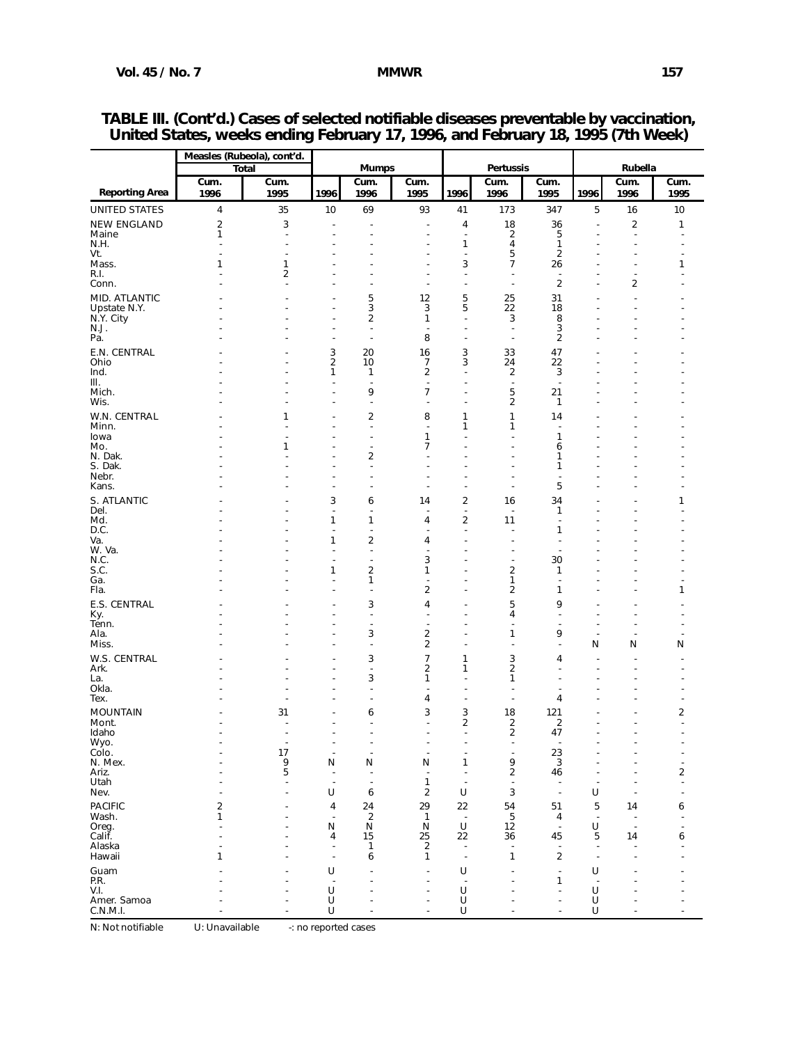## TABLE III. (Cont'd.) Cases of selected notifiable diseases preventable by vaccination, United States, weeks ending February 17, 1996, and February 18, 1995 (7th Week)

| Reporting Area | Measles (Rubeola), cont'd. Total | | Mumps | | | Pertussis | | | Rubella | | |
|---|---|---|---|---|---|---|---|---|---|---|---|
| | Cum. 1996 | Cum. 1995 | 1996 | Cum. 1996 | Cum. 1995 | 1996 | Cum. 1996 | Cum. 1995 | 1996 | Cum. 1996 | Cum. 1995 |
| UNITED STATES | 4 | 35 | 10 | 69 | 93 | 41 | 173 | 347 | 5 | 16 | 10 |
| NEW ENGLAND | 2 | 3 | - | - | - | 4 | 18 | 36 | - | 2 | 1 |
| Maine | 1 | - | - | - | - | - | 2 | 5 | - | - | - |
| N.H. | - | - | - | - | - | 1 | 4 | 1 | - | - | - |
| Vt. | - | - | - | - | - | - | 5 | 2 | - | - | - |
| Mass. | 1 | 1 | - | - | - | 3 | 7 | 26 | - | - | 1 |
| R.I. | - | 2 | - | - | - | - | - | - | - | - | - |
| Conn. | - | - | - | - | - | - | - | 2 | - | 2 | - |
| MID. ATLANTIC | - | - | - | 5 | 12 | 5 | 25 | 31 | - | - | - |
| Upstate N.Y. | - | - | - | 3 | 3 | 5 | 22 | 18 | - | - | - |
| N.Y. City | - | - | - | 2 | 1 | - | 3 | 8 | - | - | - |
| N.J. | - | - | - | - | - | - | - | 3 | - | - | - |
| Pa. | - | - | - | - | 8 | - | - | 2 | - | - | - |
| E.N. CENTRAL | - | - | 3 | 20 | 16 | 3 | 33 | 47 | - | - | - |
| Ohio | - | - | 2 | 10 | 7 | 3 | 24 | 22 | - | - | - |
| Ind. | - | - | 1 | 1 | 2 | - | 2 | 3 | - | - | - |
| Ill. | - | - | - | - | - | - | - | - | - | - | - |
| Mich. | - | - | - | 9 | 7 | - | 5 | 21 | - | - | - |
| Wis. | - | - | - | - | - | - | 2 | 1 | - | - | - |
| W.N. CENTRAL | - | 1 | - | 2 | 8 | 1 | 1 | 14 | - | - | - |
| Minn. | - | - | - | - | - | 1 | 1 | - | - | - | - |
| Iowa | - | - | - | - | 1 | - | - | 1 | - | - | - |
| Mo. | - | 1 | - | - | 7 | - | - | 6 | - | - | - |
| N. Dak. | - | - | - | 2 | - | - | - | 1 | - | - | - |
| S. Dak. | - | - | - | - | - | - | - | 1 | - | - | - |
| Nebr. | - | - | - | - | - | - | - | - | - | - | - |
| Kans. | - | - | - | - | - | - | - | 5 | - | - | - |
| S. ATLANTIC | - | - | 3 | 6 | 14 | 2 | 16 | 34 | - | - | 1 |
| Del. | - | - | - | - | - | - | - | 1 | - | - | - |
| Md. | - | - | 1 | 1 | 4 | 2 | 11 | - | - | - | - |
| D.C. | - | - | - | - | - | - | - | 1 | - | - | - |
| Va. | - | - | 1 | 2 | 4 | - | - | - | - | - | - |
| W. Va. | - | - | - | - | - | - | - | - | - | - | - |
| N.C. | - | - | - | - | 3 | - | - | 30 | - | - | - |
| S.C. | - | - | 1 | 2 | 1 | - | 2 | 1 | - | - | - |
| Ga. | - | - | - | 1 | - | - | 1 | - | - | - | - |
| Fla. | - | - | - | - | 2 | - | 2 | 1 | - | - | 1 |
| E.S. CENTRAL | - | - | - | 3 | 4 | - | 5 | 9 | - | - | - |
| Ky. | - | - | - | - | - | - | 4 | - | - | - | - |
| Tenn. | - | - | - | - | - | - | - | - | - | - | - |
| Ala. | - | - | - | 3 | 2 | - | 1 | 9 | - | - | - |
| Miss. | - | - | - | - | 2 | - | - | - | N | N | N |
| W.S. CENTRAL | - | - | - | 3 | 7 | 1 | 3 | 4 | - | - | - |
| Ark. | - | - | - | - | 2 | 1 | 2 | - | - | - | - |
| La. | - | - | - | 3 | 1 | - | 1 | - | - | - | - |
| Okla. | - | - | - | - | - | - | - | - | - | - | - |
| Tex. | - | - | - | - | 4 | - | - | 4 | - | - | - |
| MOUNTAIN | - | 31 | - | 6 | 3 | 3 | 18 | 121 | - | - | 2 |
| Mont. | - | - | - | - | - | 2 | 2 | 2 | - | - | - |
| Idaho | - | - | - | - | - | - | 2 | 47 | - | - | - |
| Wyo. | - | - | - | - | - | - | - | - | - | - | - |
| Colo. | - | 17 | - | - | - | - | - | 23 | - | - | - |
| N. Mex. | - | 9 | N | N | N | 1 | 9 | 3 | - | - | - |
| Ariz. | - | 5 | - | - | - | - | 2 | 46 | - | - | 2 |
| Utah | - | - | - | - | 1 | - | - | - | - | - | - |
| Nev. | - | - | U | 6 | 2 | U | 3 | - | U | - | - |
| PACIFIC | 2 | - | 4 | 24 | 29 | 22 | 54 | 51 | 5 | 14 | 6 |
| Wash. | 1 | - | - | 2 | 1 | - | 5 | 4 | - | - | - |
| Oreg. | - | - | N | N | N | U | 12 | - | U | - | - |
| Calif. | - | - | 4 | 15 | 25 | 22 | 36 | 45 | 5 | 14 | 6 |
| Alaska | - | - | - | 1 | 2 | - | - | - | - | - | - |
| Hawaii | 1 | - | - | 6 | 1 | - | 1 | 2 | - | - | - |
| Guam | - | - | U | - | - | U | - | - | U | - | - |
| P.R. | - | - | - | - | - | - | - | 1 | - | - | - |
| V.I. | - | - | U | - | - | U | - | - | U | - | - |
| Amer. Samoa | - | - | U | - | - | U | - | - | U | - | - |
| C.N.M.I. | - | - | U | - | - | U | - | - | U | - | - |

N: Not notifiable U: Unavailable -: no reported cases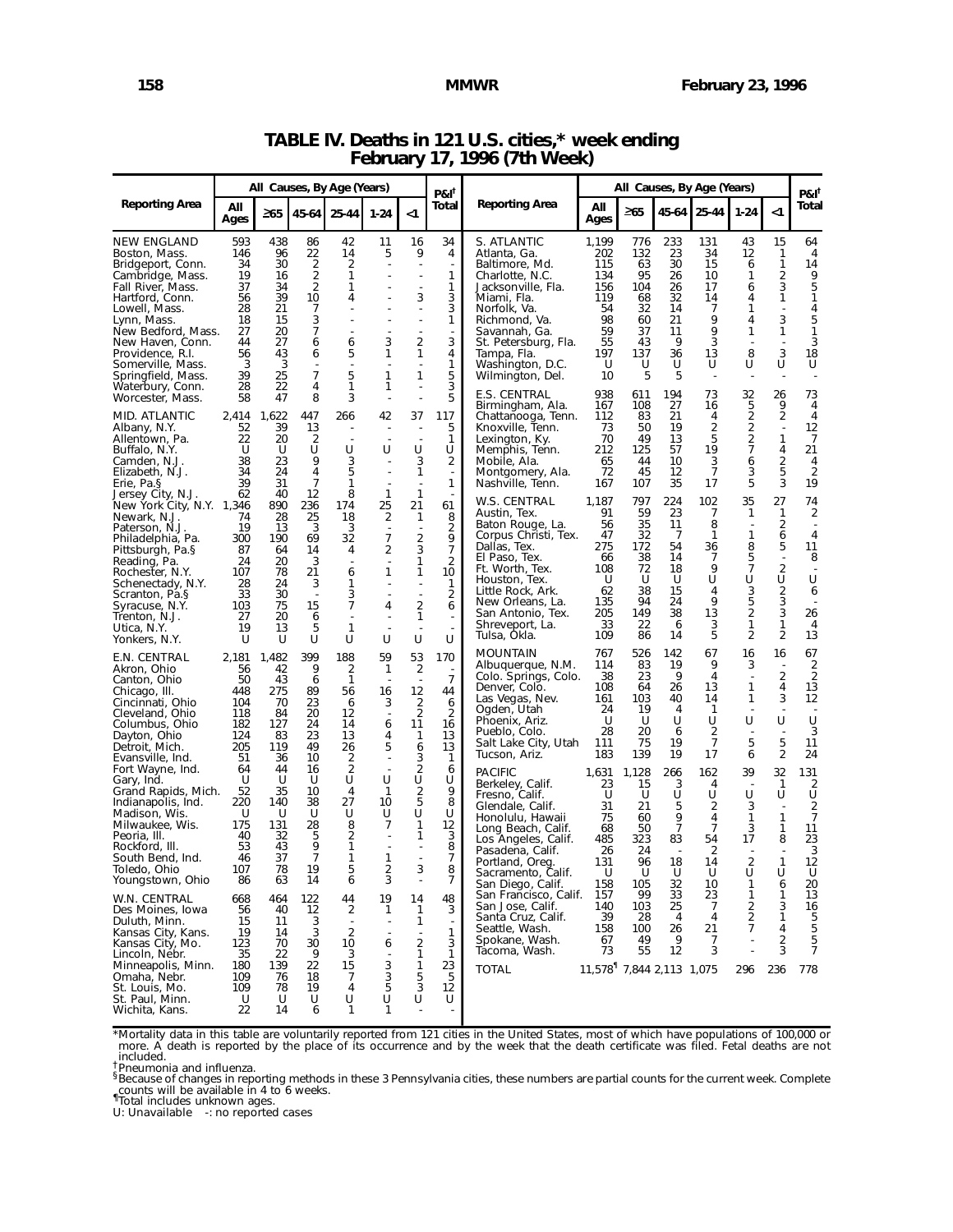# TABLE IV. Deaths in 121 U.S. cities,* week ending February 17, 1996 (7th Week)

| Reporting Area | All Causes, By Age (Years) | | | | | | P&I† |
|---|---|---|---|---|---|---|---|
| | All Ages | ≥65 | 45-64 | 25-44 | 1-24 | <1 | Total |
| NEW ENGLAND | 593 | 438 | 86 | 42 | 11 | 16 | 34 |
| Boston, Mass. | 146 | 96 | 22 | 14 | 5 | 9 | 4 |
| Bridgeport, Conn. | 34 | 30 | 2 | 2 | - | - | - |
| Cambridge, Mass. | 19 | 16 | 2 | 1 | - | - | 1 |
| Fall River, Mass. | 37 | 34 | 2 | 1 | - | - | 1 |
| Hartford, Conn. | 56 | 39 | 10 | 4 | - | 3 | 3 |
| Lowell, Mass. | 28 | 21 | 7 | - | - | - | 3 |
| Lynn, Mass. | 18 | 15 | 3 | - | - | - | 1 |
| New Bedford, Mass. | 27 | 20 | 7 | - | - | - | - |
| New Haven, Conn. | 44 | 27 | 6 | 6 | 3 | 2 | 3 |
| Providence, R.I. | 56 | 43 | 6 | 5 | 1 | 1 | 4 |
| Somerville, Mass. | 3 | 3 | - | - | - | - | 1 |
| Springfield, Mass. | 39 | 25 | 7 | 5 | 1 | 1 | 5 |
| Waterbury, Conn. | 28 | 22 | 4 | 1 | 1 | - | 3 |
| Worcester, Mass. | 58 | 47 | 8 | 3 | - | - | 5 |
| MID. ATLANTIC | 2,414 | 1,622 | 447 | 266 | 42 | 37 | 117 |
| Albany, N.Y. | 52 | 39 | 13 | - | - | - | 5 |
| Allentown, Pa. | 22 | 20 | 2 | - | - | - | 1 |
| Buffalo, N.Y. | U | U | U | U | U | U | U |
| Camden, N.J. | 38 | 23 | 9 | 3 | - | 3 | 2 |
| Elizabeth, N.J. | 34 | 24 | 4 | 5 | - | 1 | - |
| Erie, Pa.§ | 39 | 31 | 7 | 1 | - | - | 1 |
| Jersey City, N.J. | 62 | 40 | 12 | 8 | 1 | 1 | - |
| New York City, N.Y. | 1,346 | 890 | 236 | 174 | 25 | 21 | 61 |
| Newark, N.J. | 74 | 28 | 25 | 18 | 2 | 1 | 8 |
| Paterson, N.J. | 19 | 13 | 3 | 3 | - | - | 2 |
| Philadelphia, Pa. | 300 | 190 | 69 | 32 | 7 | 2 | 9 |
| Pittsburgh, Pa.§ | 87 | 64 | 14 | 4 | 2 | 3 | 7 |
| Reading, Pa. | 24 | 20 | 3 | - | - | 1 | 2 |
| Rochester, N.Y. | 107 | 78 | 21 | 6 | 1 | 1 | 10 |
| Schenectady, N.Y. | 28 | 24 | 3 | 1 | - | - | 1 |
| Scranton, Pa.§ | 33 | 30 | - | 3 | - | - | 2 |
| Syracuse, N.Y. | 103 | 75 | 15 | 7 | 4 | 2 | 6 |
| Trenton, N.J. | 27 | 20 | 6 | - | - | 1 | - |
| Utica, N.Y. | 19 | 13 | 5 | 1 | - | - | - |
| Yonkers, N.Y. | U | U | U | U | U | U | U |
| E.N. CENTRAL | 2,181 | 1,482 | 399 | 188 | 59 | 53 | 170 |
| Akron, Ohio | 56 | 42 | 9 | 2 | 1 | 2 | - |
| Canton, Ohio | 50 | 43 | 6 | 1 | - | - | 7 |
| Chicago, Ill. | 448 | 275 | 89 | 56 | 16 | 12 | 44 |
| Cincinnati, Ohio | 104 | 70 | 23 | 6 | 3 | 2 | 6 |
| Cleveland, Ohio | 118 | 84 | 20 | 12 | - | 2 | 2 |
| Columbus, Ohio | 182 | 127 | 24 | 14 | 6 | 11 | 16 |
| Dayton, Ohio | 124 | 83 | 23 | 13 | 4 | 1 | 13 |
| Detroit, Mich. | 205 | 119 | 49 | 26 | 5 | 6 | 13 |
| Evansville, Ind. | 51 | 36 | 10 | 2 | - | 3 | 1 |
| Fort Wayne, Ind. | 64 | 44 | 16 | 2 | - | 2 | 6 |
| Gary, Ind. | U | U | U | U | U | U | U |
| Grand Rapids, Mich. | 52 | 35 | 10 | 4 | 1 | 2 | 9 |
| Indianapolis, Ind. | 220 | 140 | 38 | 27 | 10 | 5 | 8 |
| Madison, Wis. | U | U | U | U | U | U | U |
| Milwaukee, Wis. | 175 | 131 | 28 | 8 | 7 | 1 | 12 |
| Peoria, Ill. | 40 | 32 | 5 | 2 | - | 1 | 3 |
| Rockford, Ill. | 53 | 43 | 9 | 1 | - | - | 8 |
| South Bend, Ind. | 46 | 37 | 7 | 1 | 1 | - | 7 |
| Toledo, Ohio | 107 | 78 | 19 | 5 | 2 | 3 | 8 |
| Youngstown, Ohio | 86 | 63 | 14 | 6 | 3 | - | 7 |
| W.N. CENTRAL | 668 | 464 | 122 | 44 | 19 | 14 | 48 |
| Des Moines, Iowa | 56 | 40 | 12 | 2 | 1 | 1 | 3 |
| Duluth, Minn. | 15 | 11 | 3 | - | - | 1 | - |
| Kansas City, Kans. | 19 | 14 | 3 | 2 | - | - | 1 |
| Kansas City, Mo. | 123 | 70 | 30 | 10 | 6 | 2 | 3 |
| Lincoln, Nebr. | 35 | 22 | 9 | 3 | - | 1 | 1 |
| Minneapolis, Minn. | 180 | 139 | 22 | 15 | 3 | 1 | 23 |
| Omaha, Nebr. | 109 | 76 | 18 | 7 | 3 | 5 | 5 |
| St. Louis, Mo. | 109 | 78 | 19 | 4 | 5 | 3 | 12 |
| St. Paul, Minn. | U | U | U | U | U | U | U |
| Wichita, Kans. | 22 | 14 | 6 | 1 | 1 | - | - |
| S. ATLANTIC | 1,199 | 776 | 233 | 131 | 43 | 15 | 64 |
| Atlanta, Ga. | 202 | 132 | 23 | 34 | 12 | 1 | 4 |
| Baltimore, Md. | 115 | 63 | 30 | 15 | 6 | 1 | 14 |
| Charlotte, N.C. | 134 | 95 | 26 | 10 | 1 | 2 | 9 |
| Jacksonville, Fla. | 156 | 104 | 26 | 17 | 6 | 3 | 5 |
| Miami, Fla. | 119 | 68 | 32 | 14 | 4 | 1 | 1 |
| Norfolk, Va. | 54 | 32 | 14 | 7 | 1 | - | 4 |
| Richmond, Va. | 98 | 60 | 21 | 9 | 4 | 3 | 5 |
| Savannah, Ga. | 59 | 37 | 11 | 9 | 1 | 1 | 1 |
| St. Petersburg, Fla. | 55 | 43 | 9 | 3 | - | - | 3 |
| Tampa, Fla. | 197 | 137 | 36 | 13 | 8 | 3 | 18 |
| Washington, D.C. | U | U | U | U | U | U | U |
| Wilmington, Del. | 10 | 5 | 5 | - | - | - | - |
| E.S. CENTRAL | 938 | 611 | 194 | 73 | 32 | 26 | 73 |
| Birmingham, Ala. | 167 | 108 | 27 | 16 | 5 | 9 | 4 |
| Chattanooga, Tenn. | 112 | 83 | 21 | 4 | 2 | 2 | 4 |
| Knoxville, Tenn. | 73 | 50 | 19 | 2 | 2 | - | 12 |
| Lexington, Ky. | 70 | 49 | 13 | 5 | 2 | 1 | 7 |
| Memphis, Tenn. | 212 | 125 | 57 | 19 | 7 | 4 | 21 |
| Mobile, Ala. | 65 | 44 | 10 | 3 | 6 | 2 | 4 |
| Montgomery, Ala. | 72 | 45 | 12 | 7 | 3 | 5 | 2 |
| Nashville, Tenn. | 167 | 107 | 35 | 17 | 5 | 3 | 19 |
| W.S. CENTRAL | 1,187 | 797 | 224 | 102 | 35 | 27 | 74 |
| Austin, Tex. | 91 | 59 | 23 | 7 | 1 | 1 | 2 |
| Baton Rouge, La. | 56 | 35 | 11 | 8 | - | 2 | - |
| Corpus Christi, Tex. | 47 | 32 | 7 | 1 | 1 | 6 | 4 |
| Dallas, Tex. | 275 | 172 | 54 | 36 | 8 | 5 | 11 |
| El Paso, Tex. | 66 | 38 | 14 | 7 | 5 | - | 8 |
| Ft. Worth, Tex. | 108 | 72 | 18 | 9 | 7 | 2 | - |
| Houston, Tex. | U | U | U | U | U | U | U |
| Little Rock, Ark. | 62 | 38 | 15 | 4 | 3 | 2 | 6 |
| New Orleans, La. | 135 | 94 | 24 | 9 | 5 | 3 | - |
| San Antonio, Tex. | 205 | 149 | 38 | 13 | 2 | 3 | 26 |
| Shreveport, La. | 33 | 22 | 6 | 3 | 1 | 1 | 4 |
| Tulsa, Okla. | 109 | 86 | 14 | 5 | 2 | 2 | 13 |
| MOUNTAIN | 767 | 526 | 142 | 67 | 16 | 16 | 67 |
| Albuquerque, N.M. | 114 | 83 | 19 | 9 | 3 | - | 2 |
| Colo. Springs, Colo. | 38 | 23 | 9 | 4 | - | 2 | 2 |
| Denver, Colo. | 108 | 64 | 26 | 13 | 1 | 4 | 13 |
| Las Vegas, Nev. | 161 | 103 | 40 | 14 | 1 | 3 | 12 |
| Ogden, Utah | 24 | 19 | 4 | 1 | - | - | - |
| Phoenix, Ariz. | U | U | U | U | U | U | U |
| Pueblo, Colo. | 28 | 20 | 6 | 2 | - | - | 3 |
| Salt Lake City, Utah | 111 | 75 | 19 | 7 | 5 | 5 | 11 |
| Tucson, Ariz. | 183 | 139 | 19 | 17 | 6 | 2 | 24 |
| PACIFIC | 1,631 | 1,128 | 266 | 162 | 39 | 32 | 131 |
| Berkeley, Calif. | 23 | 15 | 3 | 4 | - | 1 | 2 |
| Fresno, Calif. | U | U | U | U | U | U | U |
| Glendale, Calif. | 31 | 21 | 5 | 2 | 3 | - | 2 |
| Honolulu, Hawaii | 75 | 60 | 9 | 4 | 1 | 1 | 7 |
| Long Beach, Calif. | 68 | 50 | 7 | 7 | 3 | 1 | 11 |
| Los Angeles, Calif. | 485 | 323 | 83 | 54 | 17 | 8 | 23 |
| Pasadena, Calif. | 26 | 24 | - | 2 | - | - | 3 |
| Portland, Oreg. | 131 | 96 | 18 | 14 | 2 | 1 | 12 |
| Sacramento, Calif. | U | U | U | U | U | U | U |
| San Diego, Calif. | 158 | 105 | 32 | 10 | 1 | 6 | 20 |
| San Francisco, Calif. | 157 | 99 | 33 | 23 | 1 | 1 | 13 |
| San Jose, Calif. | 140 | 103 | 25 | 7 | 2 | 3 | 16 |
| Santa Cruz, Calif. | 39 | 28 | 4 | 4 | 2 | 1 | 5 |
| Seattle, Wash. | 158 | 100 | 26 | 21 | 7 | 4 | 5 |
| Spokane, Wash. | 67 | 49 | 9 | 7 | - | 2 | 5 |
| Tacoma, Wash. | 73 | 55 | 12 | 3 | - | 3 | 7 |
| TOTAL | 11,578¶ | 7,844 | 2,113 | 1,075 | 296 | 236 | 778 |

*Mortality data in this table are voluntarily reported from 121 cities in the United States, most of which have populations of 100,000 or more. A death is reported by the place of its occurrence and by the week that the death certificate was filed. Fetal deaths are not included.
†Pneumonia and influenza.
§Because of changes in reporting methods in these 3 Pennsylvania cities, these numbers are partial counts for the current week. Complete counts will be available in 4 to 6 weeks.
¶Total includes unknown ages.
U: Unavailable -: no reported cases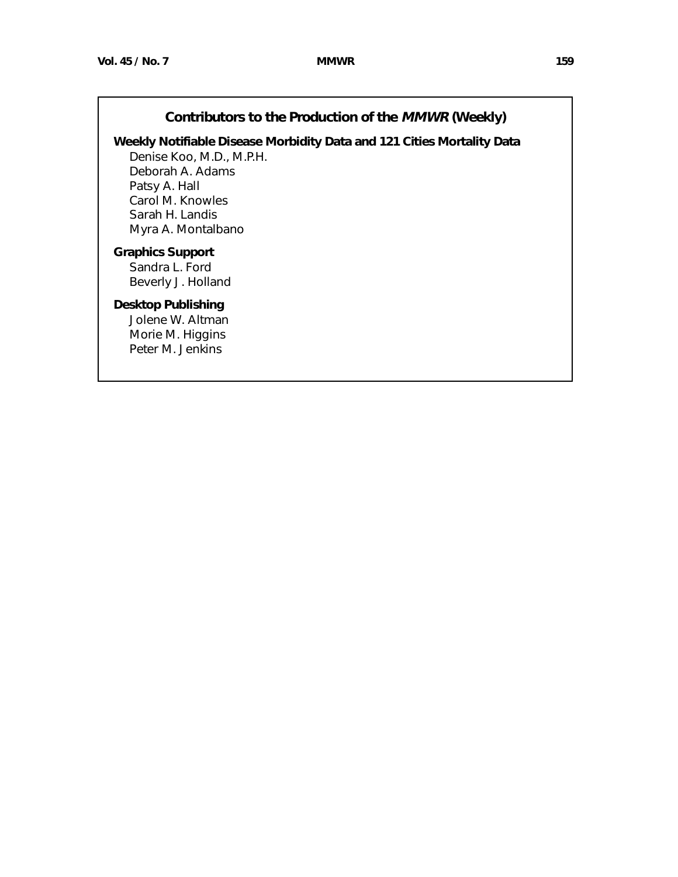## Contributors to the Production of the *MMWR* (Weekly)

**Weekly Notifiable Disease Morbidity Data and 121 Cities Mortality Data**

Denise Koo, M.D., M.P.H.
Deborah A. Adams
Patsy A. Hall
Carol M. Knowles
Sarah H. Landis
Myra A. Montalbano

**Graphics Support**

Sandra L. Ford
Beverly J. Holland

**Desktop Publishing**

Jolene W. Altman
Morie M. Higgins
Peter M. Jenkins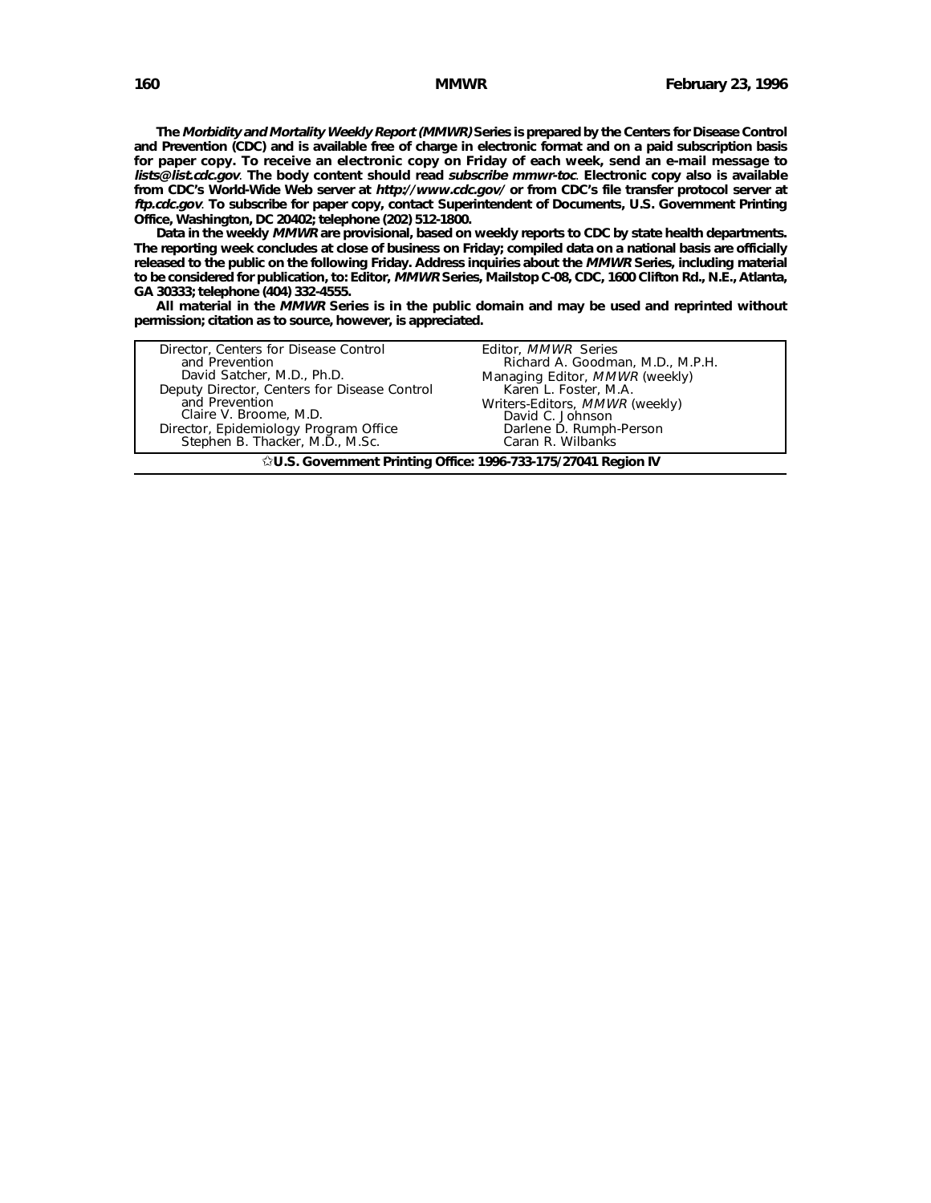**The *Morbidity and Mortality Weekly Report (MMWR)* Series is prepared by the Centers for Disease Control and Prevention (CDC) and is available free of charge in electronic format and on a paid subscription basis for paper copy. To receive an electronic copy on Friday of each week, send an e-mail message to *lists@list.cdc.gov*. The body content should read *subscribe mmwr-toc*. Electronic copy also is available from CDC's World-Wide Web server at *http://www.cdc.gov/* or from CDC's file transfer protocol server at *ftp.cdc.gov*. To subscribe for paper copy, contact Superintendent of Documents, U.S. Government Printing Office, Washington, DC 20402; telephone (202) 512-1800.**

**Data in the weekly *MMWR* are provisional, based on weekly reports to CDC by state health departments. The reporting week concludes at close of business on Friday; compiled data on a national basis are officially released to the public on the following Friday. Address inquiries about the *MMWR* Series, including material to be considered for publication, to: Editor, *MMWR* Series, Mailstop C-08, CDC, 1600 Clifton Rd., N.E., Atlanta, GA 30333; telephone (404) 332-4555.**

**All material in the *MMWR* Series is in the public domain and may be used and reprinted without permission; citation as to source, however, is appreciated.**

Director, Centers for Disease Control and Prevention
David Satcher, M.D., Ph.D.

Deputy Director, Centers for Disease Control and Prevention
Claire V. Broome, M.D.

Director, Epidemiology Program Office
Stephen B. Thacker, M.D., M.Sc.

Editor, *MMWR* Series
Richard A. Goodman, M.D., M.P.H.

Managing Editor, *MMWR* (weekly)
Karen L. Foster, M.A.

Writers-Editors, *MMWR* (weekly)
David C. Johnson
Darlene D. Rumph-Person
Caran R. Wilbanks

**☆U.S. Government Printing Office: 1996-733-175/27041 Region IV**